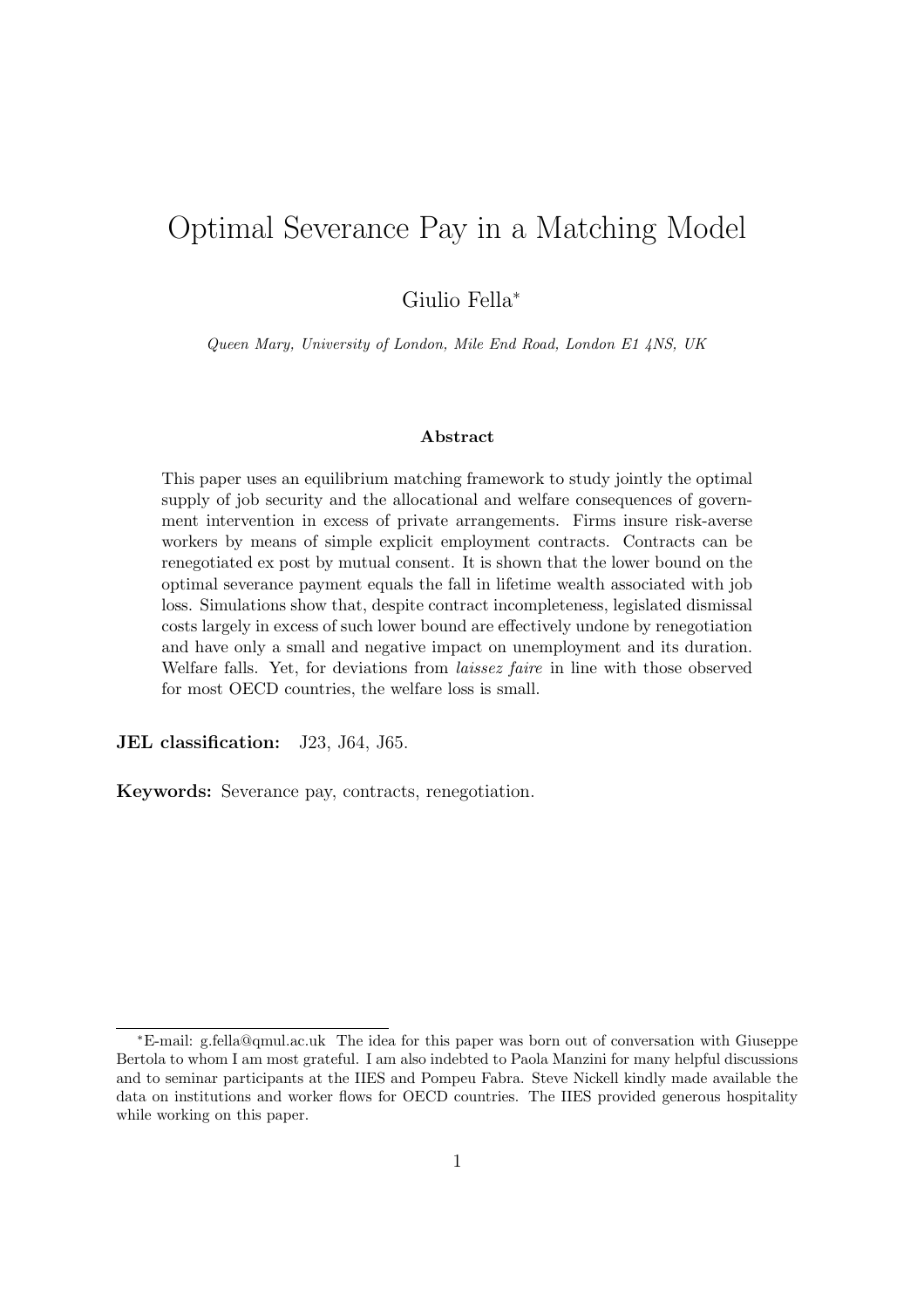# Optimal Severance Pay in a Matching Model

Giulio Fella*

*Queen Mary, University of London, Mile End Road, London E1 4NS, UK*

### Abstract

This paper uses an equilibrium matching framework to study jointly the optimal supply of job security and the allocational and welfare consequences of government intervention in excess of private arrangements. Firms insure risk-averse workers by means of simple explicit employment contracts. Contracts can be renegotiated ex post by mutual consent. It is shown that the lower bound on the optimal severance payment equals the fall in lifetime wealth associated with job loss. Simulations show that, despite contract incompleteness, legislated dismissal costs largely in excess of such lower bound are effectively undone by renegotiation and have only a small and negative impact on unemployment and its duration. Welfare falls. Yet, for deviations from *laissez faire* in line with those observed for most OECD countries, the welfare loss is small.

**JEL classification:** J23, J64, J65.

**Keywords:** Severance pay, contracts, renegotiation.

---

*E-mail: g.fella@qmul.ac.uk The idea for this paper was born out of conversation with Giuseppe Bertola to whom I am most grateful. I am also indebted to Paola Manzini for many helpful discussions and to seminar participants at the IIES and Pompeu Fabra. Steve Nickell kindly made available the data on institutions and worker flows for OECD countries. The IIES provided generous hospitality while working on this paper.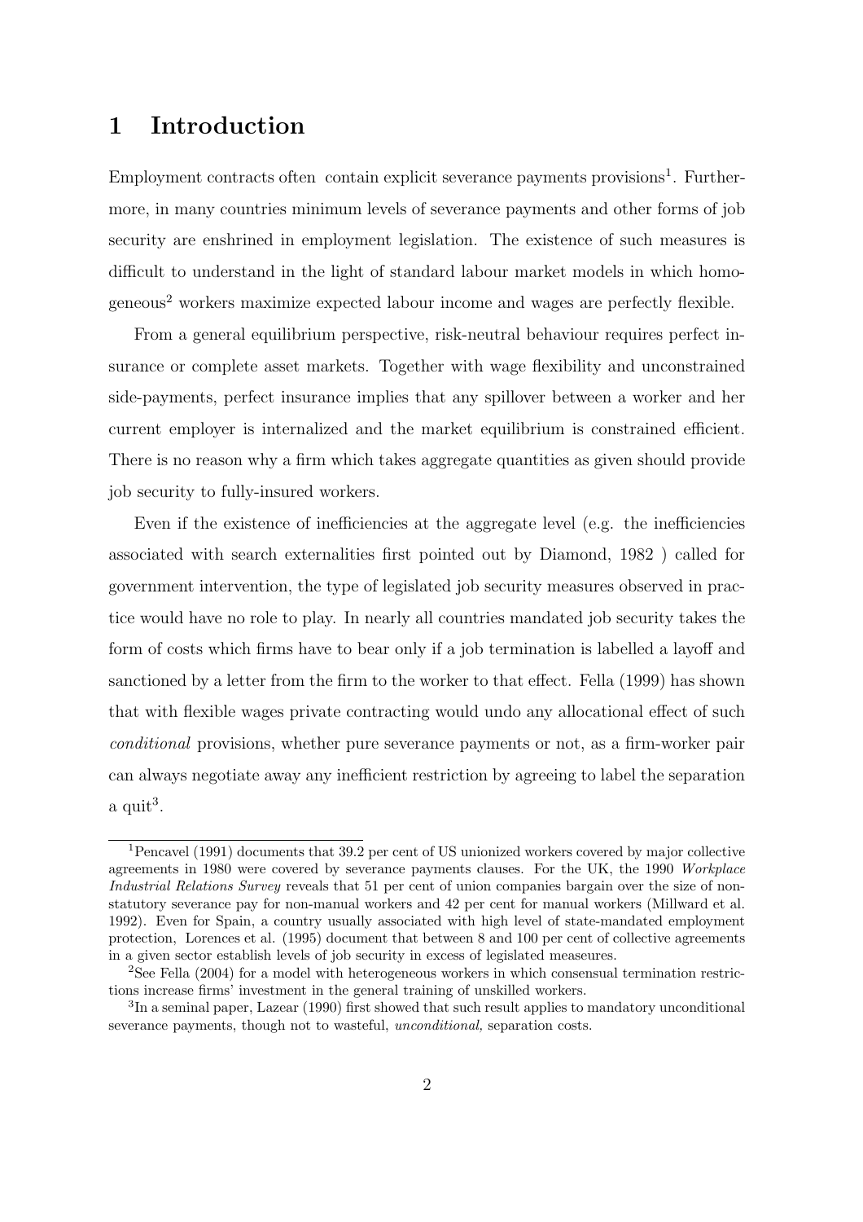# 1 Introduction

Employment contracts often contain explicit severance payments provisions[1]. Furthermore, in many countries minimum levels of severance payments and other forms of job security are enshrined in employment legislation. The existence of such measures is difficult to understand in the light of standard labour market models in which homogeneous[2] workers maximize expected labour income and wages are perfectly flexible.

From a general equilibrium perspective, risk-neutral behaviour requires perfect insurance or complete asset markets. Together with wage flexibility and unconstrained side-payments, perfect insurance implies that any spillover between a worker and her current employer is internalized and the market equilibrium is constrained efficient. There is no reason why a firm which takes aggregate quantities as given should provide job security to fully-insured workers.

Even if the existence of inefficiencies at the aggregate level (e.g. the inefficiencies associated with search externalities first pointed out by Diamond, 1982 ) called for government intervention, the type of legislated job security measures observed in practice would have no role to play. In nearly all countries mandated job security takes the form of costs which firms have to bear only if a job termination is labelled a layoff and sanctioned by a letter from the firm to the worker to that effect. Fella (1999) has shown that with flexible wages private contracting would undo any allocational effect of such *conditional* provisions, whether pure severance payments or not, as a firm-worker pair can always negotiate away any inefficient restriction by agreeing to label the separation a quit[3].

---

[1] Pencavel (1991) documents that 39.2 per cent of US unionized workers covered by major collective agreements in 1980 were covered by severance payments clauses. For the UK, the 1990 *Workplace Industrial Relations Survey* reveals that 51 per cent of union companies bargain over the size of non-statutory severance pay for non-manual workers and 42 per cent for manual workers (Millward et al. 1992). Even for Spain, a country usually associated with high level of state-mandated employment protection, Lorences et al. (1995) document that between 8 and 100 per cent of collective agreements in a given sector establish levels of job security in excess of legislated measeures.

[2] See Fella (2004) for a model with heterogeneous workers in which consensual termination restrictions increase firms' investment in the general training of unskilled workers.

[3] In a seminal paper, Lazear (1990) first showed that such result applies to mandatory unconditional severance payments, though not to wasteful, *unconditional,* separation costs.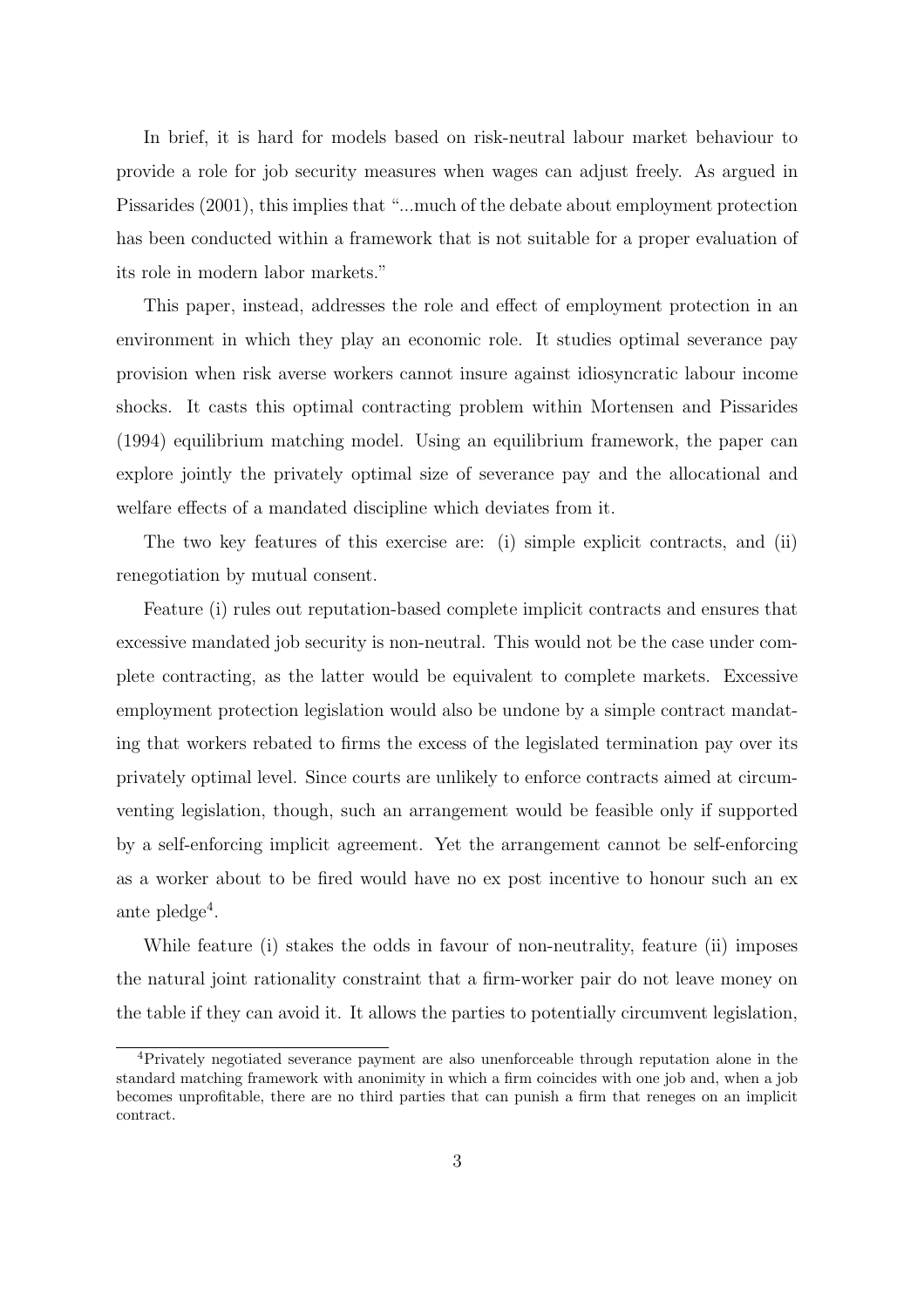In brief, it is hard for models based on risk-neutral labour market behaviour to provide a role for job security measures when wages can adjust freely. As argued in Pissarides (2001), this implies that "...much of the debate about employment protection has been conducted within a framework that is not suitable for a proper evaluation of its role in modern labor markets."

This paper, instead, addresses the role and effect of employment protection in an environment in which they play an economic role. It studies optimal severance pay provision when risk averse workers cannot insure against idiosyncratic labour income shocks. It casts this optimal contracting problem within Mortensen and Pissarides (1994) equilibrium matching model. Using an equilibrium framework, the paper can explore jointly the privately optimal size of severance pay and the allocational and welfare effects of a mandated discipline which deviates from it.

The two key features of this exercise are: (i) simple explicit contracts, and (ii) renegotiation by mutual consent.

Feature (i) rules out reputation-based complete implicit contracts and ensures that excessive mandated job security is non-neutral. This would not be the case under complete contracting, as the latter would be equivalent to complete markets. Excessive employment protection legislation would also be undone by a simple contract mandating that workers rebated to firms the excess of the legislated termination pay over its privately optimal level. Since courts are unlikely to enforce contracts aimed at circumventing legislation, though, such an arrangement would be feasible only if supported by a self-enforcing implicit agreement. Yet the arrangement cannot be self-enforcing as a worker about to be fired would have no ex post incentive to honour such an ex ante pledge[4].

While feature (i) stakes the odds in favour of non-neutrality, feature (ii) imposes the natural joint rationality constraint that a firm-worker pair do not leave money on the table if they can avoid it. It allows the parties to potentially circumvent legislation,

[4] Privately negotiated severance payment are also unenforceable through reputation alone in the standard matching framework with anonimity in which a firm coincides with one job and, when a job becomes unprofitable, there are no third parties that can punish a firm that reneges on an implicit contract.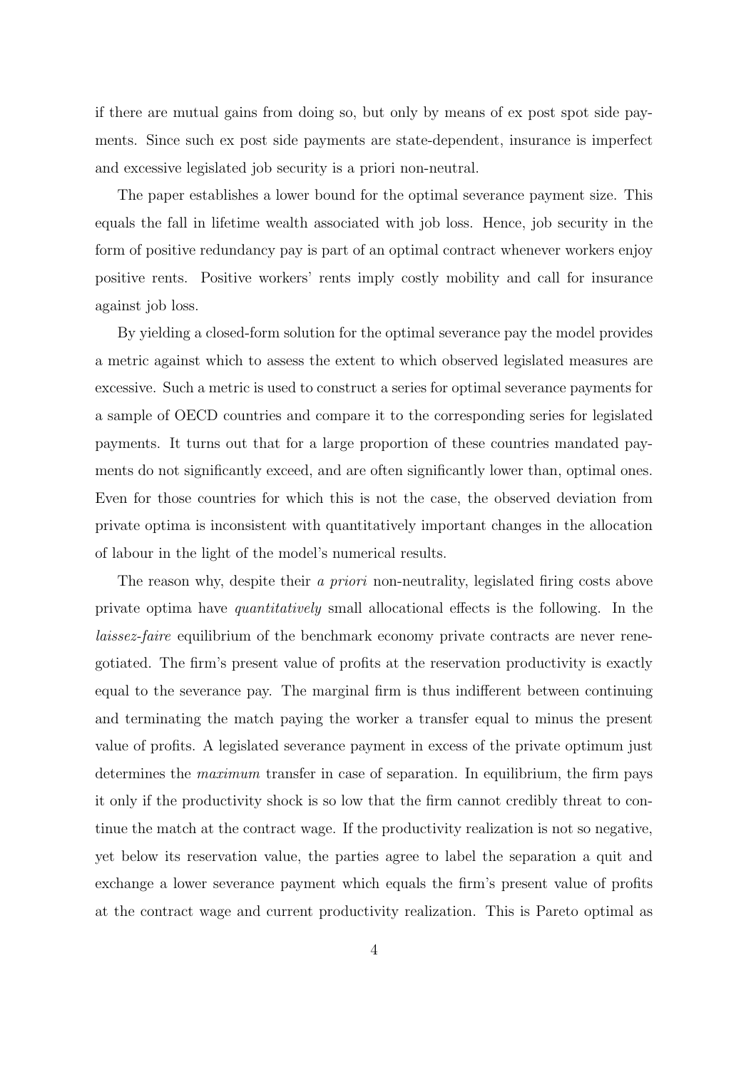if there are mutual gains from doing so, but only by means of ex post spot side payments. Since such ex post side payments are state-dependent, insurance is imperfect and excessive legislated job security is a priori non-neutral.

The paper establishes a lower bound for the optimal severance payment size. This equals the fall in lifetime wealth associated with job loss. Hence, job security in the form of positive redundancy pay is part of an optimal contract whenever workers enjoy positive rents. Positive workers' rents imply costly mobility and call for insurance against job loss.

By yielding a closed-form solution for the optimal severance pay the model provides a metric against which to assess the extent to which observed legislated measures are excessive. Such a metric is used to construct a series for optimal severance payments for a sample of OECD countries and compare it to the corresponding series for legislated payments. It turns out that for a large proportion of these countries mandated payments do not significantly exceed, and are often significantly lower than, optimal ones. Even for those countries for which this is not the case, the observed deviation from private optima is inconsistent with quantitatively important changes in the allocation of labour in the light of the model's numerical results.

The reason why, despite their *a priori* non-neutrality, legislated firing costs above private optima have *quantitatively* small allocational effects is the following. In the *laissez-faire* equilibrium of the benchmark economy private contracts are never renegotiated. The firm's present value of profits at the reservation productivity is exactly equal to the severance pay. The marginal firm is thus indifferent between continuing and terminating the match paying the worker a transfer equal to minus the present value of profits. A legislated severance payment in excess of the private optimum just determines the *maximum* transfer in case of separation. In equilibrium, the firm pays it only if the productivity shock is so low that the firm cannot credibly threat to continue the match at the contract wage. If the productivity realization is not so negative, yet below its reservation value, the parties agree to label the separation a quit and exchange a lower severance payment which equals the firm's present value of profits at the contract wage and current productivity realization. This is Pareto optimal as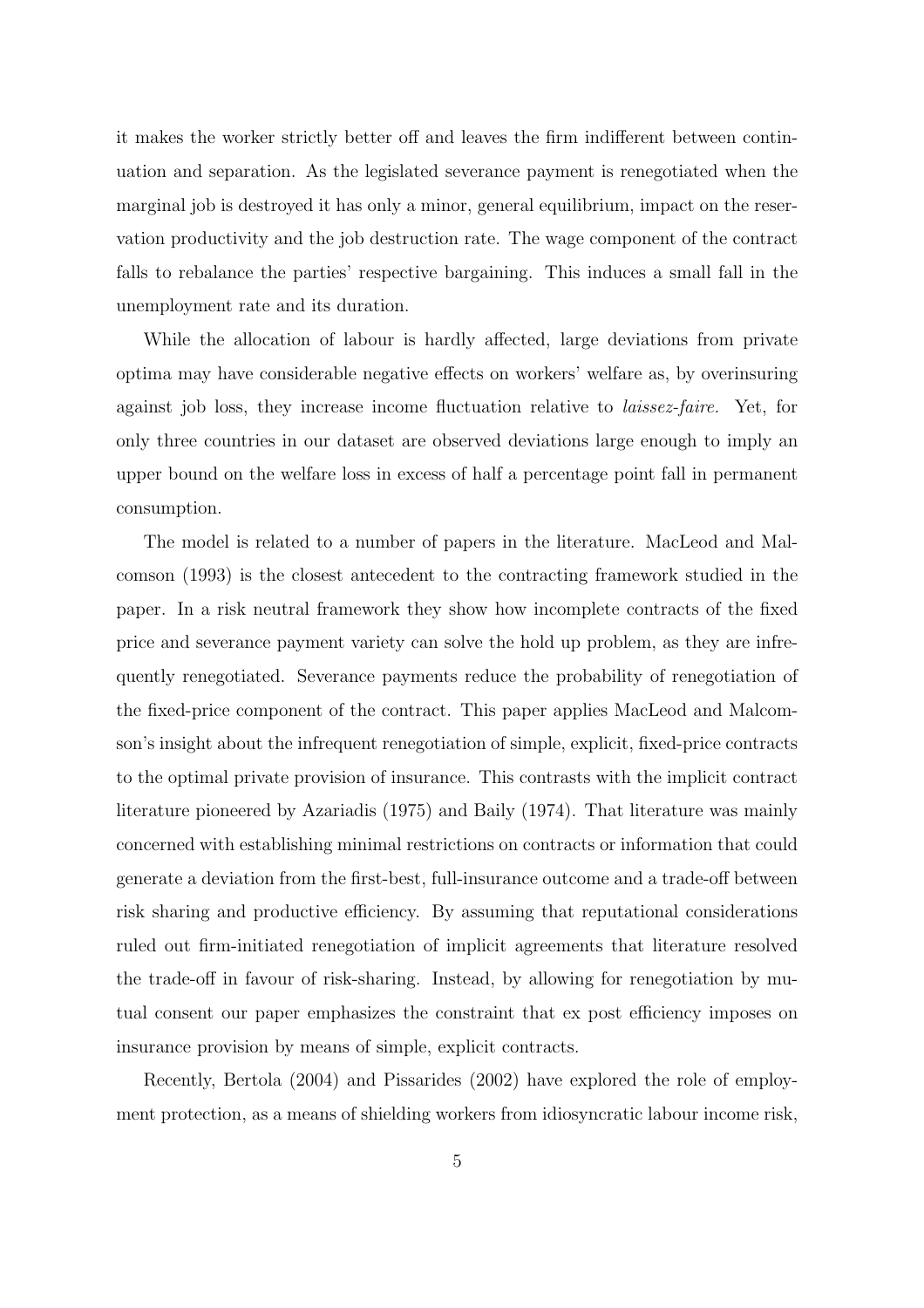it makes the worker strictly better off and leaves the firm indifferent between continuation and separation. As the legislated severance payment is renegotiated when the marginal job is destroyed it has only a minor, general equilibrium, impact on the reservation productivity and the job destruction rate. The wage component of the contract falls to rebalance the parties' respective bargaining. This induces a small fall in the unemployment rate and its duration.

While the allocation of labour is hardly affected, large deviations from private optima may have considerable negative effects on workers' welfare as, by overinsuring against job loss, they increase income fluctuation relative to *laissez-faire.* Yet, for only three countries in our dataset are observed deviations large enough to imply an upper bound on the welfare loss in excess of half a percentage point fall in permanent consumption.

The model is related to a number of papers in the literature. MacLeod and Malcomson (1993) is the closest antecedent to the contracting framework studied in the paper. In a risk neutral framework they show how incomplete contracts of the fixed price and severance payment variety can solve the hold up problem, as they are infrequently renegotiated. Severance payments reduce the probability of renegotiation of the fixed-price component of the contract. This paper applies MacLeod and Malcomson's insight about the infrequent renegotiation of simple, explicit, fixed-price contracts to the optimal private provision of insurance. This contrasts with the implicit contract literature pioneered by Azariadis (1975) and Baily (1974). That literature was mainly concerned with establishing minimal restrictions on contracts or information that could generate a deviation from the first-best, full-insurance outcome and a trade-off between risk sharing and productive efficiency. By assuming that reputational considerations ruled out firm-initiated renegotiation of implicit agreements that literature resolved the trade-off in favour of risk-sharing. Instead, by allowing for renegotiation by mutual consent our paper emphasizes the constraint that ex post efficiency imposes on insurance provision by means of simple, explicit contracts.

Recently, Bertola (2004) and Pissarides (2002) have explored the role of employment protection, as a means of shielding workers from idiosyncratic labour income risk,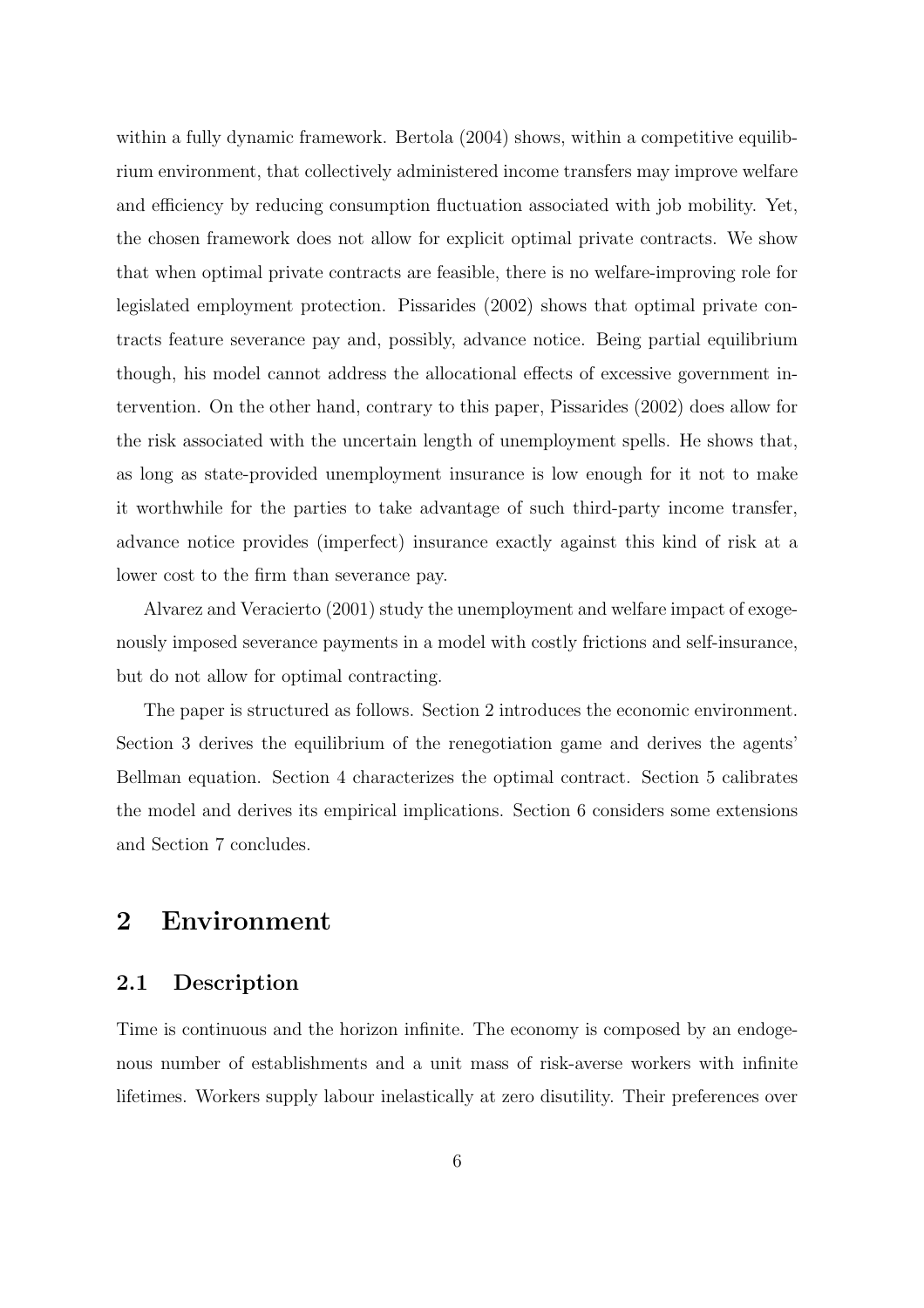within a fully dynamic framework. Bertola (2004) shows, within a competitive equilibrium environment, that collectively administered income transfers may improve welfare and efficiency by reducing consumption fluctuation associated with job mobility. Yet, the chosen framework does not allow for explicit optimal private contracts. We show that when optimal private contracts are feasible, there is no welfare-improving role for legislated employment protection. Pissarides (2002) shows that optimal private contracts feature severance pay and, possibly, advance notice. Being partial equilibrium though, his model cannot address the allocational effects of excessive government intervention. On the other hand, contrary to this paper, Pissarides (2002) does allow for the risk associated with the uncertain length of unemployment spells. He shows that, as long as state-provided unemployment insurance is low enough for it not to make it worthwhile for the parties to take advantage of such third-party income transfer, advance notice provides (imperfect) insurance exactly against this kind of risk at a lower cost to the firm than severance pay.

Alvarez and Veracierto (2001) study the unemployment and welfare impact of exogenously imposed severance payments in a model with costly frictions and self-insurance, but do not allow for optimal contracting.

The paper is structured as follows. Section 2 introduces the economic environment. Section 3 derives the equilibrium of the renegotiation game and derives the agents' Bellman equation. Section 4 characterizes the optimal contract. Section 5 calibrates the model and derives its empirical implications. Section 6 considers some extensions and Section 7 concludes.

# 2 Environment

## 2.1 Description

Time is continuous and the horizon infinite. The economy is composed by an endogenous number of establishments and a unit mass of risk-averse workers with infinite lifetimes. Workers supply labour inelastically at zero disutility. Their preferences over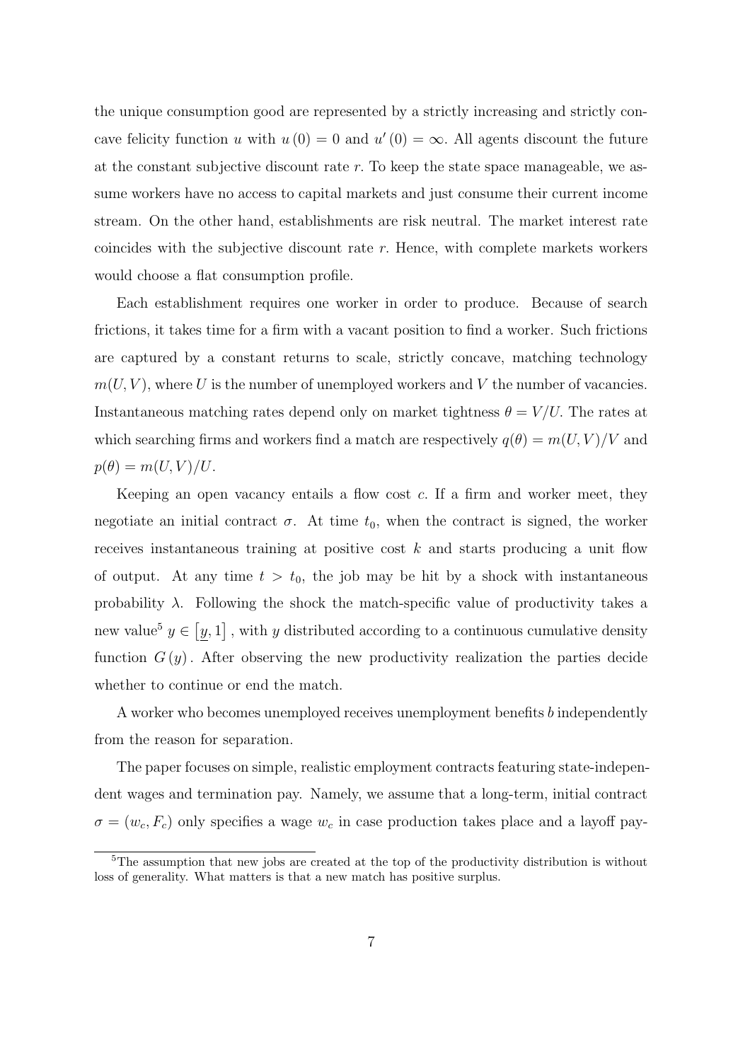the unique consumption good are represented by a strictly increasing and strictly concave felicity function $u$ with $u(0) = 0$ and $u'(0) = \infty$. All agents discount the future at the constant subjective discount rate $r$. To keep the state space manageable, we assume workers have no access to capital markets and just consume their current income stream. On the other hand, establishments are risk neutral. The market interest rate coincides with the subjective discount rate $r$. Hence, with complete markets workers would choose a flat consumption profile.

Each establishment requires one worker in order to produce. Because of search frictions, it takes time for a firm with a vacant position to find a worker. Such frictions are captured by a constant returns to scale, strictly concave, matching technology $m(U, V)$, where $U$ is the number of unemployed workers and $V$ the number of vacancies. Instantaneous matching rates depend only on market tightness $\theta = V/U$. The rates at which searching firms and workers find a match are respectively $q(\theta) = m(U, V)/V$ and $p(\theta) = m(U, V)/U$.

Keeping an open vacancy entails a flow cost $c$. If a firm and worker meet, they negotiate an initial contract $\sigma$. At time $t_0$, when the contract is signed, the worker receives instantaneous training at positive cost $k$ and starts producing a unit flow of output. At any time $t > t_0$, the job may be hit by a shock with instantaneous probability $\lambda$. Following the shock the match-specific value of productivity takes a new value[5] $y \in [\underline{y}, 1]$, with $y$ distributed according to a continuous cumulative density function $G(y)$. After observing the new productivity realization the parties decide whether to continue or end the match.

A worker who becomes unemployed receives unemployment benefits $b$ independently from the reason for separation.

The paper focuses on simple, realistic employment contracts featuring state-independent wages and termination pay. Namely, we assume that a long-term, initial contract $\sigma = (w_c, F_c)$ only specifies a wage $w_c$ in case production takes place and a layoff pay-

[5] The assumption that new jobs are created at the top of the productivity distribution is without loss of generality. What matters is that a new match has positive surplus.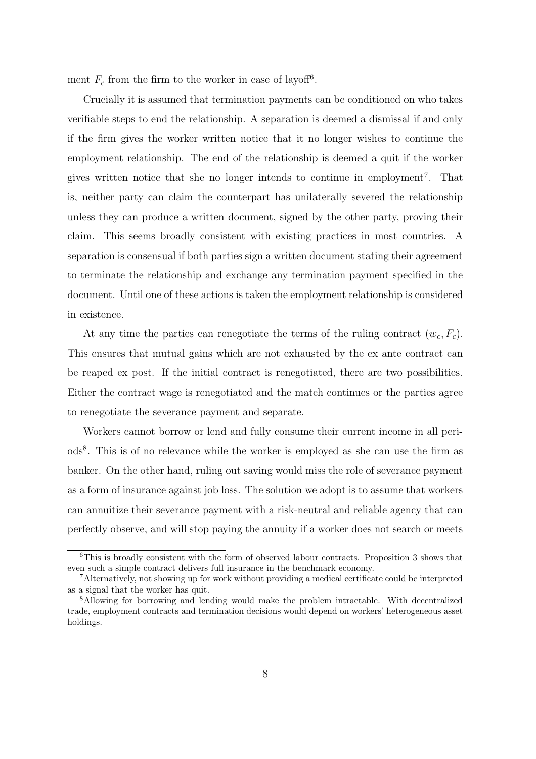ment $F_c$ from the firm to the worker in case of layoff[6].

Crucially it is assumed that termination payments can be conditioned on who takes verifiable steps to end the relationship. A separation is deemed a dismissal if and only if the firm gives the worker written notice that it no longer wishes to continue the employment relationship. The end of the relationship is deemed a quit if the worker gives written notice that she no longer intends to continue in employment[7]. That is, neither party can claim the counterpart has unilaterally severed the relationship unless they can produce a written document, signed by the other party, proving their claim. This seems broadly consistent with existing practices in most countries. A separation is consensual if both parties sign a written document stating their agreement to terminate the relationship and exchange any termination payment specified in the document. Until one of these actions is taken the employment relationship is considered in existence.

At any time the parties can renegotiate the terms of the ruling contract $(w_c, F_c)$. This ensures that mutual gains which are not exhausted by the ex ante contract can be reaped ex post. If the initial contract is renegotiated, there are two possibilities. Either the contract wage is renegotiated and the match continues or the parties agree to renegotiate the severance payment and separate.

Workers cannot borrow or lend and fully consume their current income in all periods[8]. This is of no relevance while the worker is employed as she can use the firm as banker. On the other hand, ruling out saving would miss the role of severance payment as a form of insurance against job loss. The solution we adopt is to assume that workers can annuitize their severance payment with a risk-neutral and reliable agency that can perfectly observe, and will stop paying the annuity if a worker does not search or meets

[6] This is broadly consistent with the form of observed labour contracts. Proposition 3 shows that even such a simple contract delivers full insurance in the benchmark economy.

[7] Alternatively, not showing up for work without providing a medical certificate could be interpreted as a signal that the worker has quit.

[8] Allowing for borrowing and lending would make the problem intractable. With decentralized trade, employment contracts and termination decisions would depend on workers' heterogeneous asset holdings.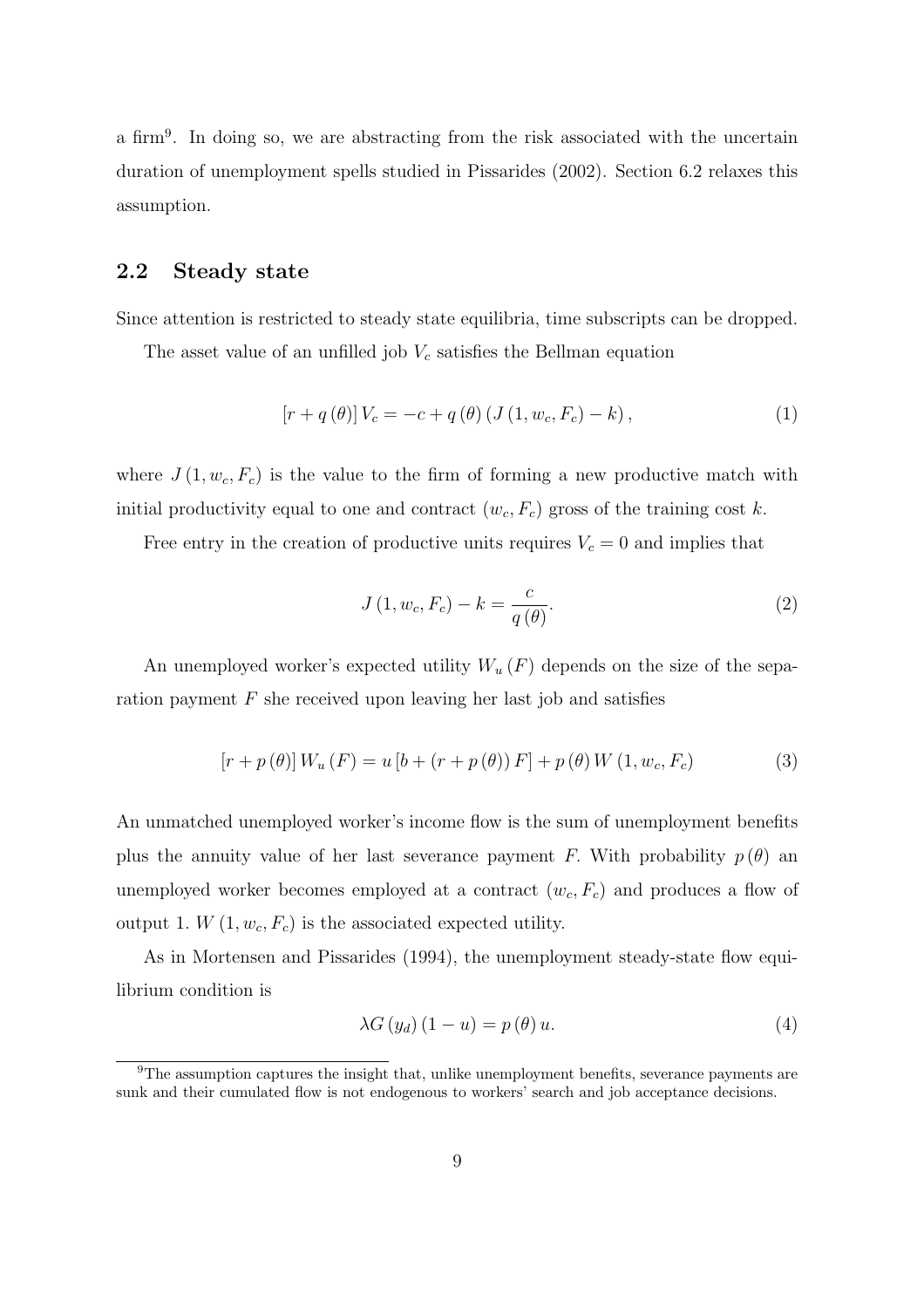a firm[9]. In doing so, we are abstracting from the risk associated with the uncertain duration of unemployment spells studied in Pissarides (2002). Section 6.2 relaxes this assumption.

## 2.2 Steady state

Since attention is restricted to steady state equilibria, time subscripts can be dropped.

The asset value of an unfilled job $V_c$ satisfies the Bellman equation

$$[r + q(\theta)] V_c = -c + q(\theta)(J(1, w_c, F_c) - k), \tag{1}$$

where $J(1, w_c, F_c)$ is the value to the firm of forming a new productive match with initial productivity equal to one and contract $(w_c, F_c)$ gross of the training cost $k$.

Free entry in the creation of productive units requires $V_c = 0$ and implies that

$$J(1, w_c, F_c) - k = \frac{c}{q(\theta)}. \tag{2}$$

An unemployed worker's expected utility $W_u(F)$ depends on the size of the separation payment $F$ she received upon leaving her last job and satisfies

$$[r + p(\theta)] W_u(F) = u[b + (r + p(\theta)) F] + p(\theta) W(1, w_c, F_c) \tag{3}$$

An unmatched unemployed worker's income flow is the sum of unemployment benefits plus the annuity value of her last severance payment $F$. With probability $p(\theta)$ an unemployed worker becomes employed at a contract $(w_c, F_c)$ and produces a flow of output 1. $W(1, w_c, F_c)$ is the associated expected utility.

As in Mortensen and Pissarides (1994), the unemployment steady-state flow equilibrium condition is

$$\lambda G(y_d)(1 - u) = p(\theta) u. \tag{4}$$

[9]The assumption captures the insight that, unlike unemployment benefits, severance payments are sunk and their cumulated flow is not endogenous to workers' search and job acceptance decisions.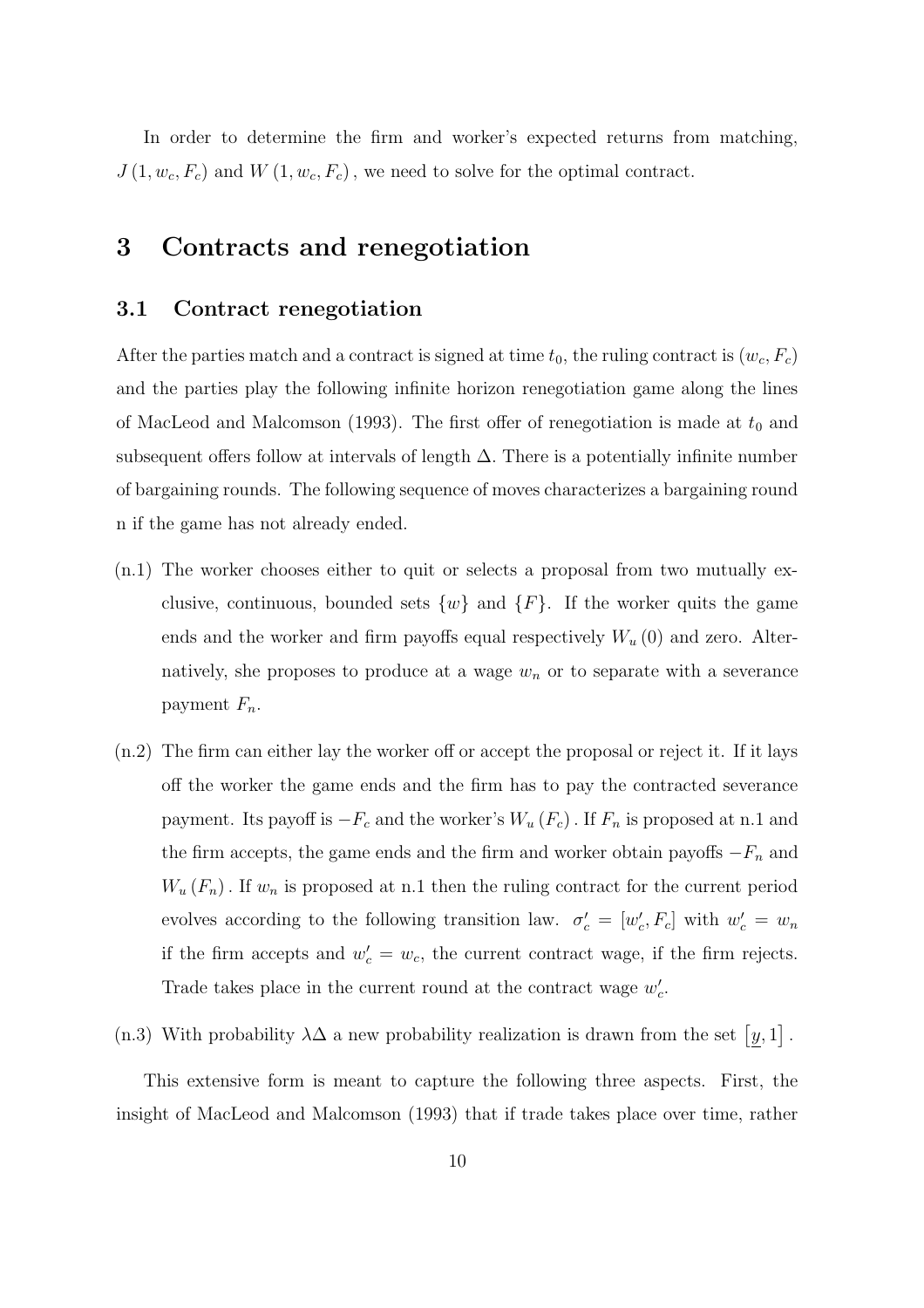In order to determine the firm and worker's expected returns from matching, $J(1, w_c, F_c)$ and $W(1, w_c, F_c)$, we need to solve for the optimal contract.

# 3 Contracts and renegotiation

## 3.1 Contract renegotiation

After the parties match and a contract is signed at time $t_0$, the ruling contract is $(w_c, F_c)$ and the parties play the following infinite horizon renegotiation game along the lines of MacLeod and Malcomson (1993). The first offer of renegotiation is made at $t_0$ and subsequent offers follow at intervals of length $\Delta$. There is a potentially infinite number of bargaining rounds. The following sequence of moves characterizes a bargaining round n if the game has not already ended.

(n.1) The worker chooses either to quit or selects a proposal from two mutually exclusive, continuous, bounded sets $\{w\}$ and $\{F\}$. If the worker quits the game ends and the worker and firm payoffs equal respectively $W_u(0)$ and zero. Alternatively, she proposes to produce at a wage $w_n$ or to separate with a severance payment $F_n$.

(n.2) The firm can either lay the worker off or accept the proposal or reject it. If it lays off the worker the game ends and the firm has to pay the contracted severance payment. Its payoff is $-F_c$ and the worker's $W_u(F_c)$. If $F_n$ is proposed at n.1 and the firm accepts, the game ends and the firm and worker obtain payoffs $-F_n$ and $W_u(F_n)$. If $w_n$ is proposed at n.1 then the ruling contract for the current period evolves according to the following transition law. $\sigma_c' = [w_c', F_c]$ with $w_c' = w_n$ if the firm accepts and $w_c' = w_c$, the current contract wage, if the firm rejects. Trade takes place in the current round at the contract wage $w_c'$.

(n.3) With probability $\lambda\Delta$ a new probability realization is drawn from the set $\left[\underline{y}, 1\right]$.

This extensive form is meant to capture the following three aspects. First, the insight of MacLeod and Malcomson (1993) that if trade takes place over time, rather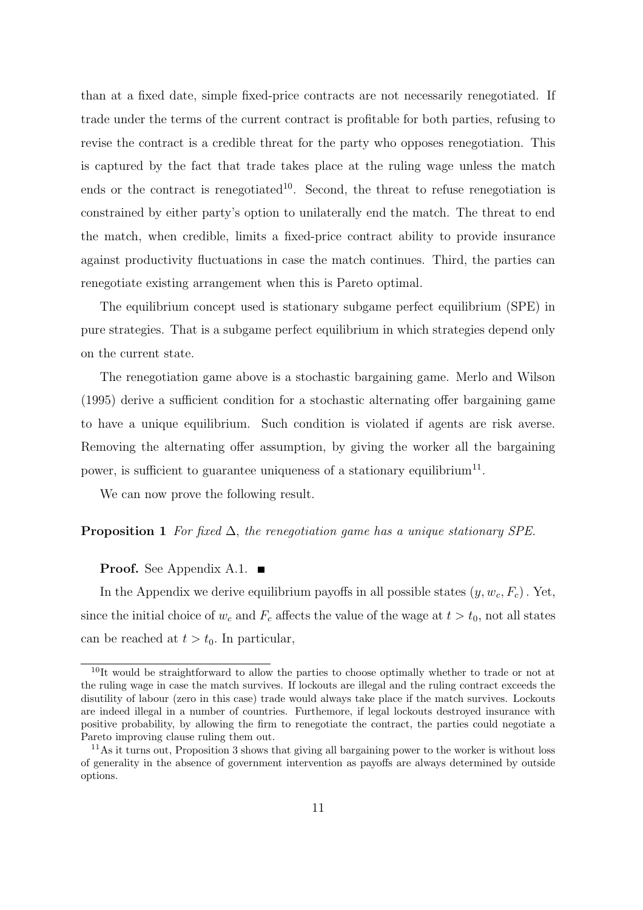than at a fixed date, simple fixed-price contracts are not necessarily renegotiated. If trade under the terms of the current contract is profitable for both parties, refusing to revise the contract is a credible threat for the party who opposes renegotiation. This is captured by the fact that trade takes place at the ruling wage unless the match ends or the contract is renegotiated[10]. Second, the threat to refuse renegotiation is constrained by either party's option to unilaterally end the match. The threat to end the match, when credible, limits a fixed-price contract ability to provide insurance against productivity fluctuations in case the match continues. Third, the parties can renegotiate existing arrangement when this is Pareto optimal.

The equilibrium concept used is stationary subgame perfect equilibrium (SPE) in pure strategies. That is a subgame perfect equilibrium in which strategies depend only on the current state.

The renegotiation game above is a stochastic bargaining game. Merlo and Wilson (1995) derive a sufficient condition for a stochastic alternating offer bargaining game to have a unique equilibrium. Such condition is violated if agents are risk averse. Removing the alternating offer assumption, by giving the worker all the bargaining power, is sufficient to guarantee uniqueness of a stationary equilibrium[11].

We can now prove the following result.

**Proposition 1** *For fixed $\Delta$, the renegotiation game has a unique stationary SPE.*

**Proof.** See Appendix A.1. ■

In the Appendix we derive equilibrium payoffs in all possible states $(y, w_c, F_c)$. Yet, since the initial choice of $w_c$ and $F_c$ affects the value of the wage at $t > t_0$, not all states can be reached at $t > t_0$. In particular,

---

[10] It would be straightforward to allow the parties to choose optimally whether to trade or not at the ruling wage in case the match survives. If lockouts are illegal and the ruling contract exceeds the disutility of labour (zero in this case) trade would always take place if the match survives. Lockouts are indeed illegal in a number of countries. Furthemore, if legal lockouts destroyed insurance with positive probability, by allowing the firm to renegotiate the contract, the parties could negotiate a Pareto improving clause ruling them out.

[11] As it turns out, Proposition 3 shows that giving all bargaining power to the worker is without loss of generality in the absence of government intervention as payoffs are always determined by outside options.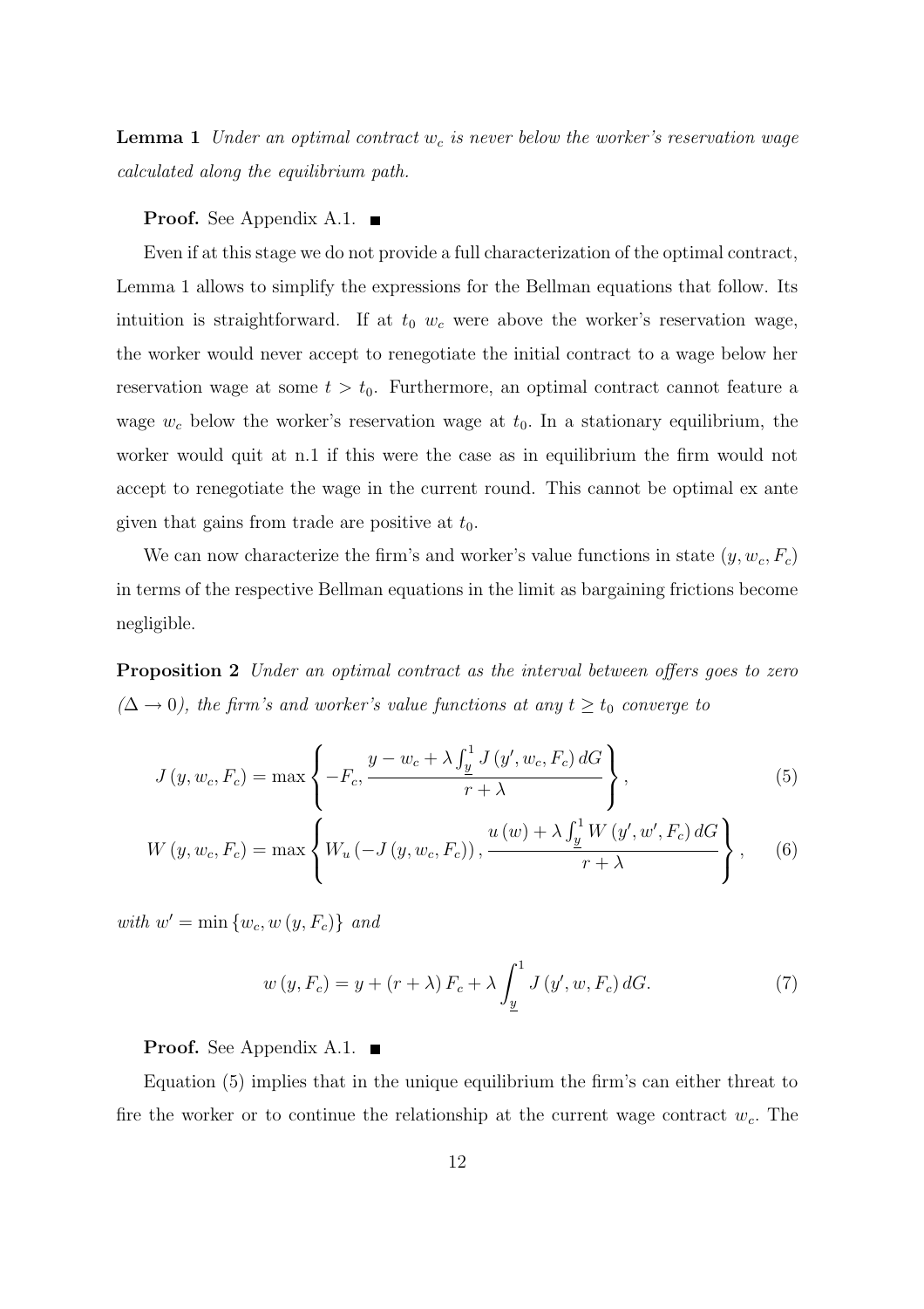**Lemma 1** *Under an optimal contract $w_c$ is never below the worker's reservation wage calculated along the equilibrium path.*

**Proof.** See Appendix A.1. ∎

Even if at this stage we do not provide a full characterization of the optimal contract, Lemma 1 allows to simplify the expressions for the Bellman equations that follow. Its intuition is straightforward. If at $t_0$ $w_c$ were above the worker's reservation wage, the worker would never accept to renegotiate the initial contract to a wage below her reservation wage at some $t > t_0$. Furthermore, an optimal contract cannot feature a wage $w_c$ below the worker's reservation wage at $t_0$. In a stationary equilibrium, the worker would quit at n.1 if this were the case as in equilibrium the firm would not accept to renegotiate the wage in the current round. This cannot be optimal ex ante given that gains from trade are positive at $t_0$.

We can now characterize the firm's and worker's value functions in state $(y, w_c, F_c)$ in terms of the respective Bellman equations in the limit as bargaining frictions become negligible.

**Proposition 2** *Under an optimal contract as the interval between offers goes to zero ($\Delta \to 0$), the firm's and worker's value functions at any $t \geq t_0$ converge to*

$$J(y, w_c, F_c) = \max \left\{ -F_c, \frac{y - w_c + \lambda \int_{\underline{y}}^{1} J(y', w_c, F_c)\, dG}{r + \lambda} \right\}, \tag{5}$$

$$W(y, w_c, F_c) = \max \left\{ W_u(-J(y, w_c, F_c)), \frac{u(w) + \lambda \int_{\underline{y}}^{1} W(y', w', F_c)\, dG}{r + \lambda} \right\}, \tag{6}$$

*with $w' = \min\{w_c, w(y, F_c)\}$ and*

$$w(y, F_c) = y + (r + \lambda) F_c + \lambda \int_{\underline{y}}^{1} J(y', w, F_c)\, dG. \tag{7}$$

**Proof.** See Appendix A.1. ∎

Equation (5) implies that in the unique equilibrium the firm's can either threat to fire the worker or to continue the relationship at the current wage contract $w_c$. The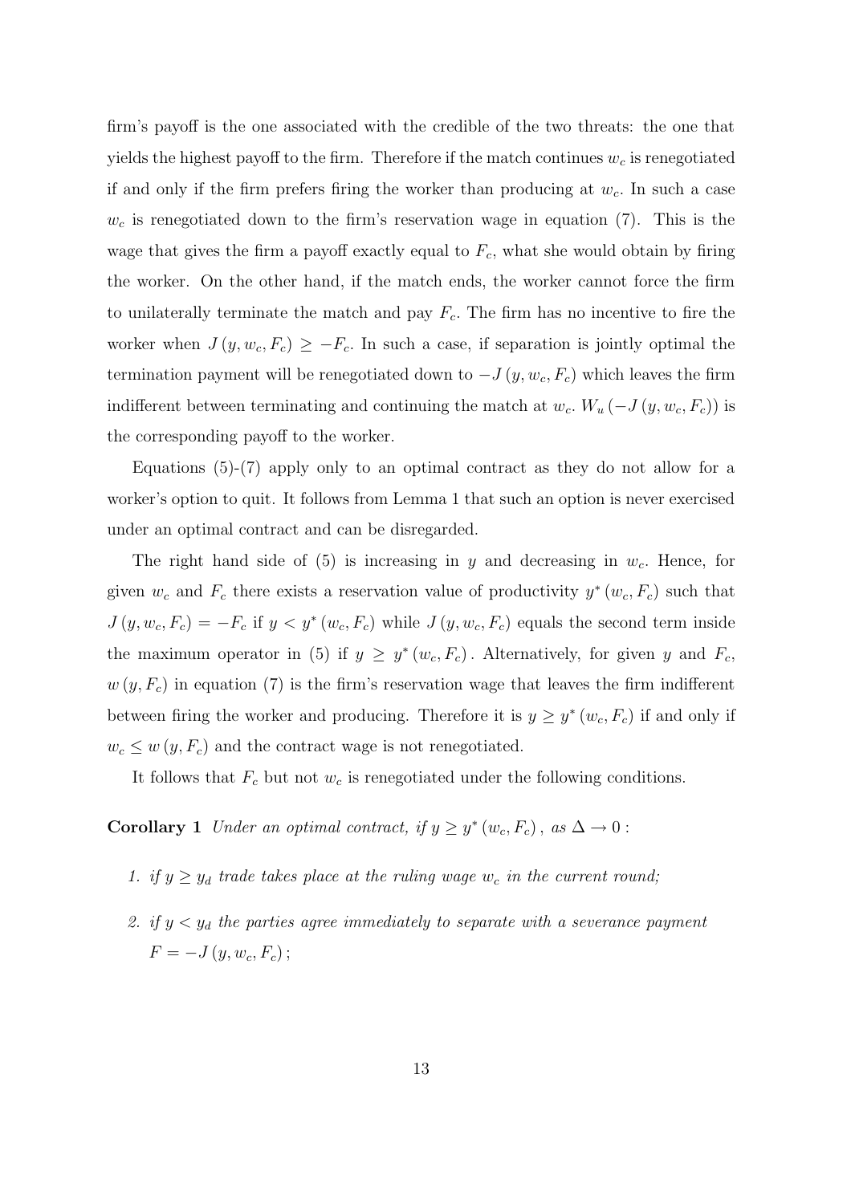firm's payoff is the one associated with the credible of the two threats: the one that yields the highest payoff to the firm. Therefore if the match continues $w_c$ is renegotiated if and only if the firm prefers firing the worker than producing at $w_c$. In such a case $w_c$ is renegotiated down to the firm's reservation wage in equation (7). This is the wage that gives the firm a payoff exactly equal to $F_c$, what she would obtain by firing the worker. On the other hand, if the match ends, the worker cannot force the firm to unilaterally terminate the match and pay $F_c$. The firm has no incentive to fire the worker when $J(y, w_c, F_c) \geq -F_c$. In such a case, if separation is jointly optimal the termination payment will be renegotiated down to $-J(y, w_c, F_c)$ which leaves the firm indifferent between terminating and continuing the match at $w_c$. $W_u(-J(y, w_c, F_c))$ is the corresponding payoff to the worker.

Equations (5)-(7) apply only to an optimal contract as they do not allow for a worker's option to quit. It follows from Lemma 1 that such an option is never exercised under an optimal contract and can be disregarded.

The right hand side of (5) is increasing in $y$ and decreasing in $w_c$. Hence, for given $w_c$ and $F_c$ there exists a reservation value of productivity $y^*(w_c, F_c)$ such that $J(y, w_c, F_c) = -F_c$ if $y < y^*(w_c, F_c)$ while $J(y, w_c, F_c)$ equals the second term inside the maximum operator in (5) if $y \geq y^*(w_c, F_c)$. Alternatively, for given $y$ and $F_c$, $w(y, F_c)$ in equation (7) is the firm's reservation wage that leaves the firm indifferent between firing the worker and producing. Therefore it is $y \geq y^*(w_c, F_c)$ if and only if $w_c \leq w(y, F_c)$ and the contract wage is not renegotiated.

It follows that $F_c$ but not $w_c$ is renegotiated under the following conditions.

**Corollary 1** *Under an optimal contract, if $y \geq y^*(w_c, F_c)$, as $\Delta \to 0$:*

1. *if $y \geq y_d$ trade takes place at the ruling wage $w_c$ in the current round;*
2. *if $y < y_d$ the parties agree immediately to separate with a severance payment $F = -J(y, w_c, F_c)$;*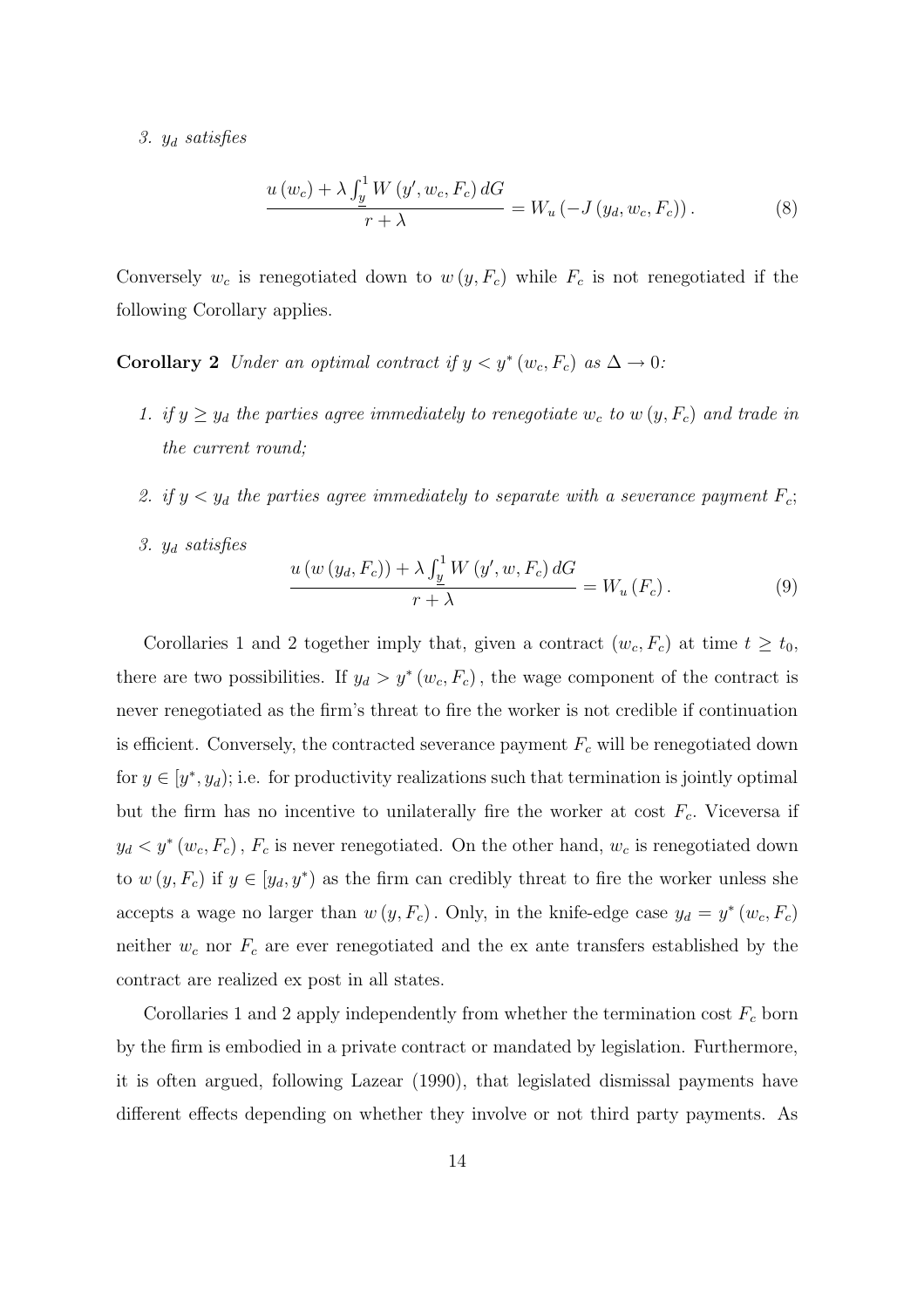3. $y_d$ *satisfies*

$$\frac{u\left(w_c\right)+\lambda \int_{\underline{y}}^{1} W\left(y', w_c, F_c\right) dG}{r+\lambda} = W_u\left(-J\left(y_d, w_c, F_c\right)\right). \tag{8}$$

Conversely $w_c$ is renegotiated down to $w\left(y, F_c\right)$ while $F_c$ is not renegotiated if the following Corollary applies.

**Corollary 2** *Under an optimal contract if $y < y^*\left(w_c, F_c\right)$ as $\Delta \rightarrow 0$:*

1. *if $y \geq y_d$ the parties agree immediately to renegotiate $w_c$ to $w\left(y, F_c\right)$ and trade in the current round;*

2. *if $y < y_d$ the parties agree immediately to separate with a severance payment $F_c$;*

3. *$y_d$ satisfies*

$$\frac{u\left(w\left(y_d, F_c\right)\right)+\lambda \int_{\underline{y}}^{1} W\left(y', w, F_c\right) dG}{r+\lambda} = W_u\left(F_c\right). \tag{9}$$

Corollaries 1 and 2 together imply that, given a contract $\left(w_c, F_c\right)$ at time $t \geq t_0$, there are two possibilities. If $y_d > y^*\left(w_c, F_c\right)$, the wage component of the contract is never renegotiated as the firm's threat to fire the worker is not credible if continuation is efficient. Conversely, the contracted severance payment $F_c$ will be renegotiated down for $y \in [y^*, y_d)$; i.e. for productivity realizations such that termination is jointly optimal but the firm has no incentive to unilaterally fire the worker at cost $F_c$. Viceversa if $y_d < y^*\left(w_c, F_c\right)$, $F_c$ is never renegotiated. On the other hand, $w_c$ is renegotiated down to $w\left(y, F_c\right)$ if $y \in [y_d, y^*)$ as the firm can credibly threat to fire the worker unless she accepts a wage no larger than $w\left(y, F_c\right)$. Only, in the knife-edge case $y_d = y^*\left(w_c, F_c\right)$ neither $w_c$ nor $F_c$ are ever renegotiated and the ex ante transfers established by the contract are realized ex post in all states.

Corollaries 1 and 2 apply independently from whether the termination cost $F_c$ born by the firm is embodied in a private contract or mandated by legislation. Furthermore, it is often argued, following Lazear (1990), that legislated dismissal payments have different effects depending on whether they involve or not third party payments. As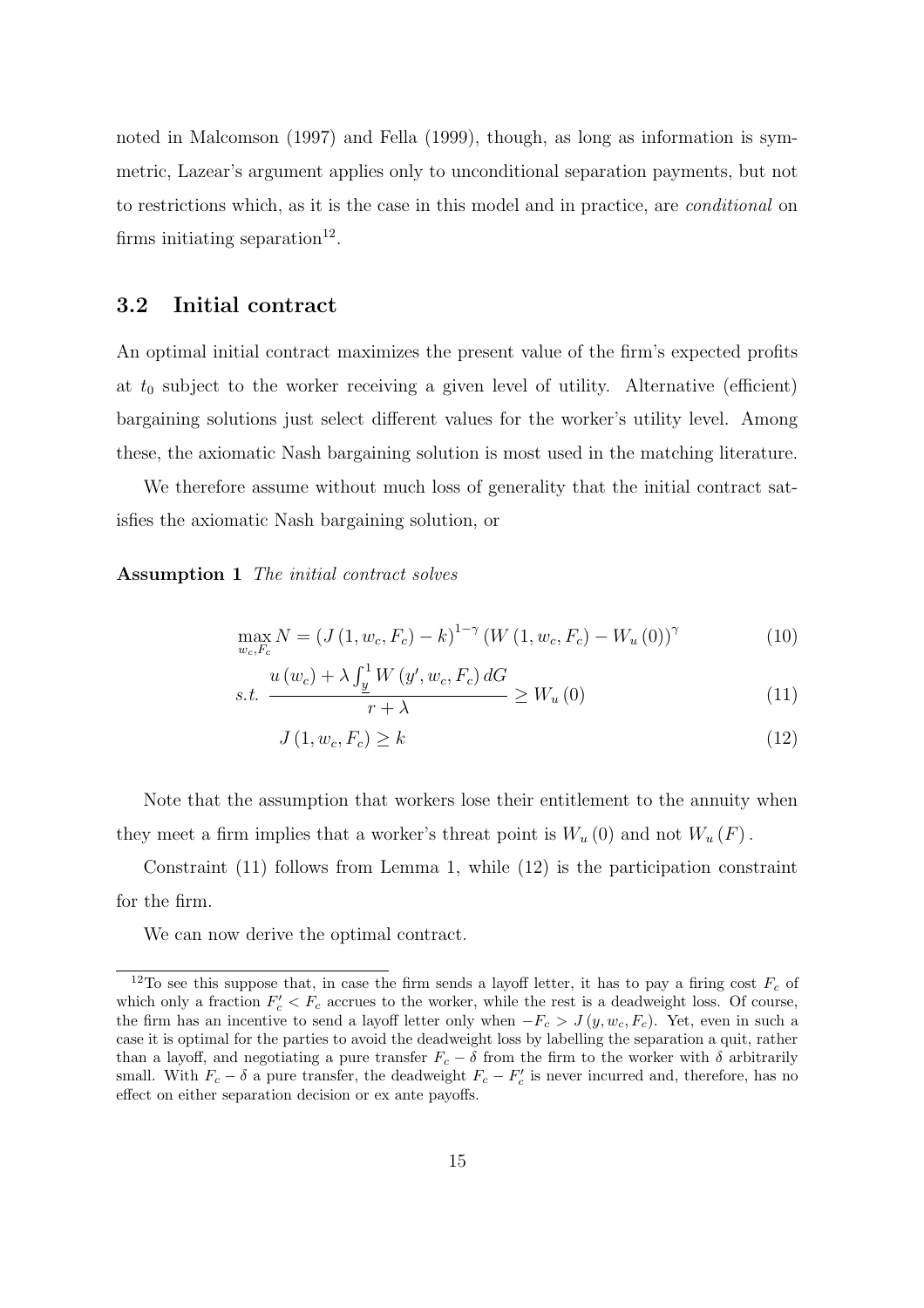noted in Malcomson (1997) and Fella (1999), though, as long as information is symmetric, Lazear's argument applies only to unconditional separation payments, but not to restrictions which, as it is the case in this model and in practice, are *conditional* on firms initiating separation[12].

## 3.2 Initial contract

An optimal initial contract maximizes the present value of the firm's expected profits at $t_0$ subject to the worker receiving a given level of utility. Alternative (efficient) bargaining solutions just select different values for the worker's utility level. Among these, the axiomatic Nash bargaining solution is most used in the matching literature.

We therefore assume without much loss of generality that the initial contract satisfies the axiomatic Nash bargaining solution, or

**Assumption 1** *The initial contract solves*

$$\max_{w_c, F_c} N = \left(J\left(1, w_c, F_c\right) - k\right)^{1-\gamma} \left(W\left(1, w_c, F_c\right) - W_u\left(0\right)\right)^{\gamma} \tag{10}$$

$$s.t. \ \frac{u\left(w_c\right) + \lambda \int_{\underline{y}}^{1} W\left(y', w_c, F_c\right) dG}{r + \lambda} \geq W_u\left(0\right) \tag{11}$$

$$J\left(1, w_c, F_c\right) \geq k \tag{12}$$

Note that the assumption that workers lose their entitlement to the annuity when they meet a firm implies that a worker's threat point is $W_u(0)$ and not $W_u(F)$.

Constraint (11) follows from Lemma 1, while (12) is the participation constraint for the firm.

We can now derive the optimal contract.

[12] To see this suppose that, in case the firm sends a layoff letter, it has to pay a firing cost $F_c$ of which only a fraction $F_c' < F_c$ accrues to the worker, while the rest is a deadweight loss. Of course, the firm has an incentive to send a layoff letter only when $-F_c > J(y, w_c, F_c)$. Yet, even in such a case it is optimal for the parties to avoid the deadweight loss by labelling the separation a quit, rather than a layoff, and negotiating a pure transfer $F_c - \delta$ from the firm to the worker with $\delta$ arbitrarily small. With $F_c - \delta$ a pure transfer, the deadweight $F_c - F_c'$ is never incurred and, therefore, has no effect on either separation decision or ex ante payoffs.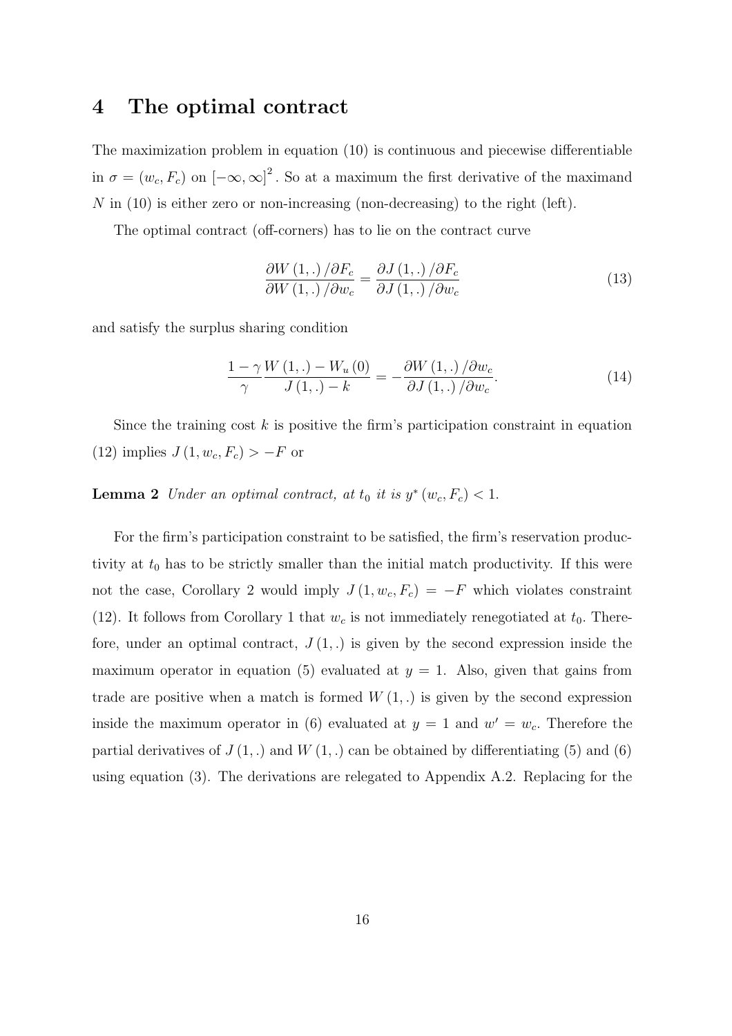## 4 The optimal contract

The maximization problem in equation (10) is continuous and piecewise differentiable in $\sigma = (w_c, F_c)$ on $[-\infty, \infty]^2$. So at a maximum the first derivative of the maximand $N$ in (10) is either zero or non-increasing (non-decreasing) to the right (left).

The optimal contract (off-corners) has to lie on the contract curve

$$\frac{\partial W(1,.)/\partial F_c}{\partial W(1,.)/\partial w_c} = \frac{\partial J(1,.)/\partial F_c}{\partial J(1,.)/\partial w_c} \tag{13}$$

and satisfy the surplus sharing condition

$$\frac{1-\gamma}{\gamma}\frac{W(1,.) - W_u(0)}{J(1,.) - k} = -\frac{\partial W(1,.)/\partial w_c}{\partial J(1,.)/\partial w_c}. \tag{14}$$

Since the training cost $k$ is positive the firm's participation constraint in equation (12) implies $J(1, w_c, F_c) > -F$ or

**Lemma 2** *Under an optimal contract, at $t_0$ it is $y^*(w_c, F_c) < 1$.*

For the firm's participation constraint to be satisfied, the firm's reservation productivity at $t_0$ has to be strictly smaller than the initial match productivity. If this were not the case, Corollary 2 would imply $J(1, w_c, F_c) = -F$ which violates constraint (12). It follows from Corollary 1 that $w_c$ is not immediately renegotiated at $t_0$. Therefore, under an optimal contract, $J(1,.)$ is given by the second expression inside the maximum operator in equation (5) evaluated at $y = 1$. Also, given that gains from trade are positive when a match is formed $W(1,.)$ is given by the second expression inside the maximum operator in (6) evaluated at $y = 1$ and $w' = w_c$. Therefore the partial derivatives of $J(1,.)$ and $W(1,.)$ can be obtained by differentiating (5) and (6) using equation (3). The derivations are relegated to Appendix A.2. Replacing for the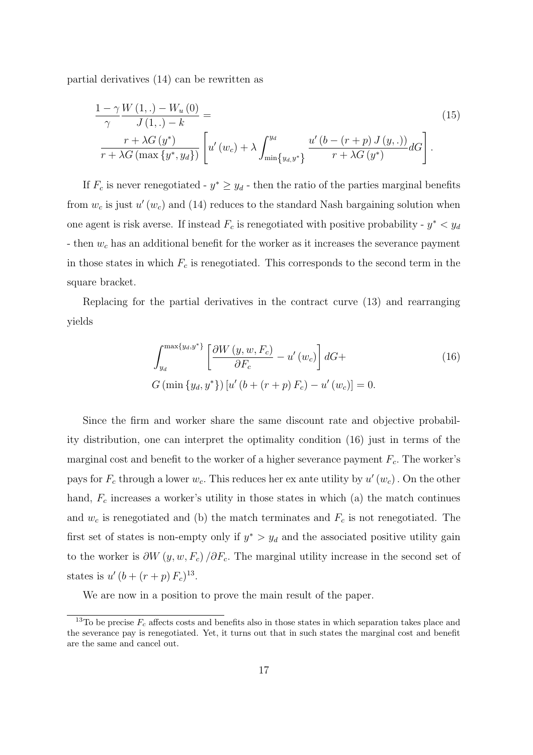partial derivatives (14) can be rewritten as

$$\frac{1-\gamma}{\gamma}\frac{W(1,.)-W_u(0)}{J(1,.)-k} = \tag{15}$$
$$\frac{r+\lambda G(y^*)}{r+\lambda G(\max\{y^*,y_d\})}\left[u'(w_c)+\lambda\int_{\min\{y_d,y^*\}}^{y_d}\frac{u'(b-(r+p)J(y,.))}{r+\lambda G(y^*)}dG\right].$$

If $F_c$ is never renegotiated - $y^* \geq y_d$ - then the ratio of the parties marginal benefits from $w_c$ is just $u'(w_c)$ and (14) reduces to the standard Nash bargaining solution when one agent is risk averse. If instead $F_c$ is renegotiated with positive probability - $y^* < y_d$ - then $w_c$ has an additional benefit for the worker as it increases the severance payment in those states in which $F_c$ is renegotiated. This corresponds to the second term in the square bracket.

Replacing for the partial derivatives in the contract curve (13) and rearranging yields

$$\int_{y_d}^{\max\{y_d,y^*\}}\left[\frac{\partial W(y,w,F_c)}{\partial F_c}-u'(w_c)\right]dG + \tag{16}$$
$$G(\min\{y_d,y^*\})\left[u'(b+(r+p)F_c)-u'(w_c)\right]=0.$$

Since the firm and worker share the same discount rate and objective probability distribution, one can interpret the optimality condition (16) just in terms of the marginal cost and benefit to the worker of a higher severance payment $F_c$. The worker's pays for $F_c$ through a lower $w_c$. This reduces her ex ante utility by $u'(w_c)$. On the other hand, $F_c$ increases a worker's utility in those states in which (a) the match continues and $w_c$ is renegotiated and (b) the match terminates and $F_c$ is not renegotiated. The first set of states is non-empty only if $y^* > y_d$ and the associated positive utility gain to the worker is $\partial W(y,w,F_c)/\partial F_c$. The marginal utility increase in the second set of states is $u'(b+(r+p)F_c)$[13].

We are now in a position to prove the main result of the paper.

[13] To be precise $F_c$ affects costs and benefits also in those states in which separation takes place and the severance pay is renegotiated. Yet, it turns out that in such states the marginal cost and benefit are the same and cancel out.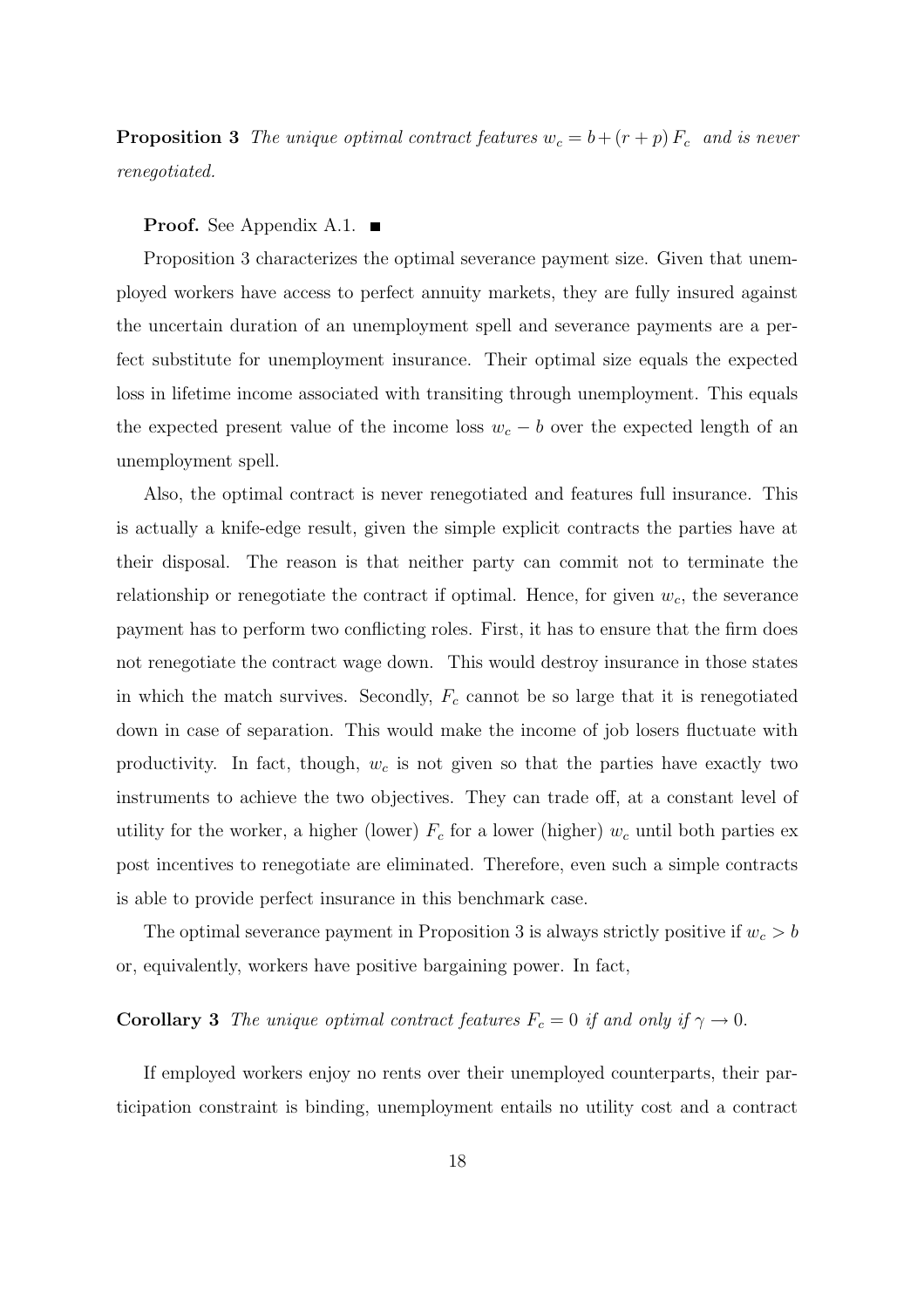**Proposition 3** *The unique optimal contract features $w_c = b + (r + p) F_c$ and is never renegotiated.*

**Proof.** See Appendix A.1. ■

Proposition 3 characterizes the optimal severance payment size. Given that unemployed workers have access to perfect annuity markets, they are fully insured against the uncertain duration of an unemployment spell and severance payments are a perfect substitute for unemployment insurance. Their optimal size equals the expected loss in lifetime income associated with transiting through unemployment. This equals the expected present value of the income loss $w_c - b$ over the expected length of an unemployment spell.

Also, the optimal contract is never renegotiated and features full insurance. This is actually a knife-edge result, given the simple explicit contracts the parties have at their disposal. The reason is that neither party can commit not to terminate the relationship or renegotiate the contract if optimal. Hence, for given $w_c$, the severance payment has to perform two conflicting roles. First, it has to ensure that the firm does not renegotiate the contract wage down. This would destroy insurance in those states in which the match survives. Secondly, $F_c$ cannot be so large that it is renegotiated down in case of separation. This would make the income of job losers fluctuate with productivity. In fact, though, $w_c$ is not given so that the parties have exactly two instruments to achieve the two objectives. They can trade off, at a constant level of utility for the worker, a higher (lower) $F_c$ for a lower (higher) $w_c$ until both parties ex post incentives to renegotiate are eliminated. Therefore, even such a simple contracts is able to provide perfect insurance in this benchmark case.

The optimal severance payment in Proposition 3 is always strictly positive if $w_c > b$ or, equivalently, workers have positive bargaining power. In fact,

**Corollary 3** *The unique optimal contract features $F_c = 0$ if and only if $\gamma \to 0$.*

If employed workers enjoy no rents over their unemployed counterparts, their participation constraint is binding, unemployment entails no utility cost and a contract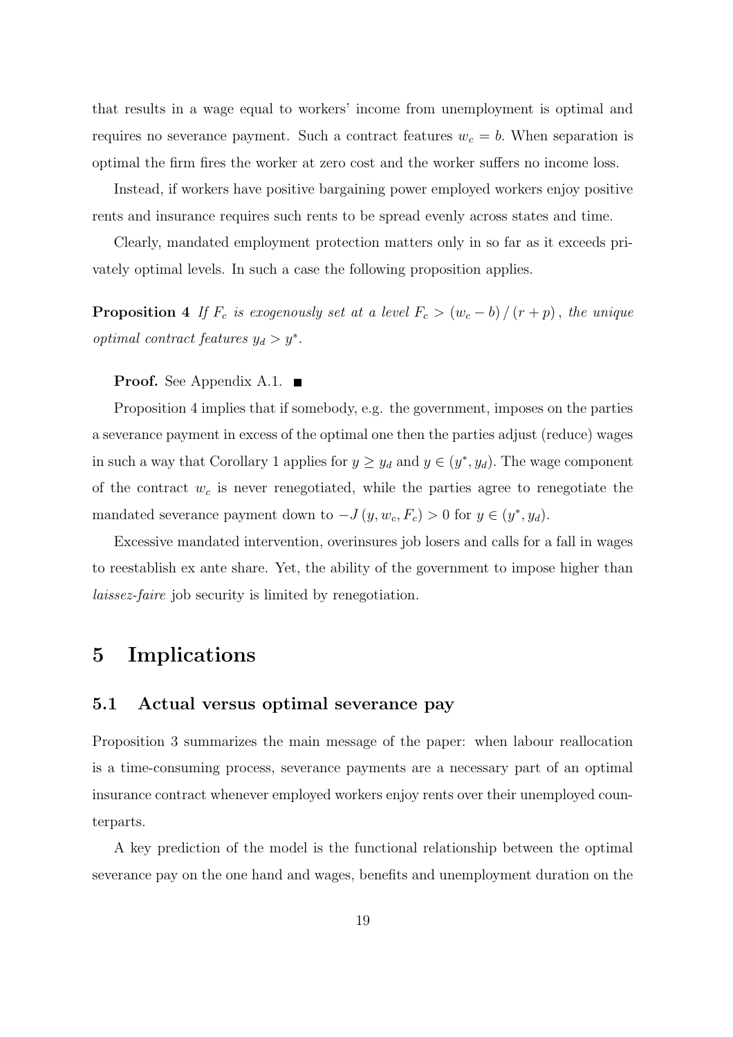that results in a wage equal to workers' income from unemployment is optimal and requires no severance payment. Such a contract features $w_c = b$. When separation is optimal the firm fires the worker at zero cost and the worker suffers no income loss.

Instead, if workers have positive bargaining power employed workers enjoy positive rents and insurance requires such rents to be spread evenly across states and time.

Clearly, mandated employment protection matters only in so far as it exceeds privately optimal levels. In such a case the following proposition applies.

**Proposition 4** *If $F_c$ is exogenously set at a level $F_c > (w_c - b) / (r + p)$, the unique optimal contract features $y_d > y^*$.*

**Proof.** See Appendix A.1. ■

Proposition 4 implies that if somebody, e.g. the government, imposes on the parties a severance payment in excess of the optimal one then the parties adjust (reduce) wages in such a way that Corollary 1 applies for $y \geq y_d$ and $y \in (y^*, y_d)$. The wage component of the contract $w_c$ is never renegotiated, while the parties agree to renegotiate the mandated severance payment down to $-J(y, w_c, F_c) > 0$ for $y \in (y^*, y_d)$.

Excessive mandated intervention, overinsures job losers and calls for a fall in wages to reestablish ex ante share. Yet, the ability of the government to impose higher than *laissez-faire* job security is limited by renegotiation.

# 5 Implications

## 5.1 Actual versus optimal severance pay

Proposition 3 summarizes the main message of the paper: when labour reallocation is a time-consuming process, severance payments are a necessary part of an optimal insurance contract whenever employed workers enjoy rents over their unemployed counterparts.

A key prediction of the model is the functional relationship between the optimal severance pay on the one hand and wages, benefits and unemployment duration on the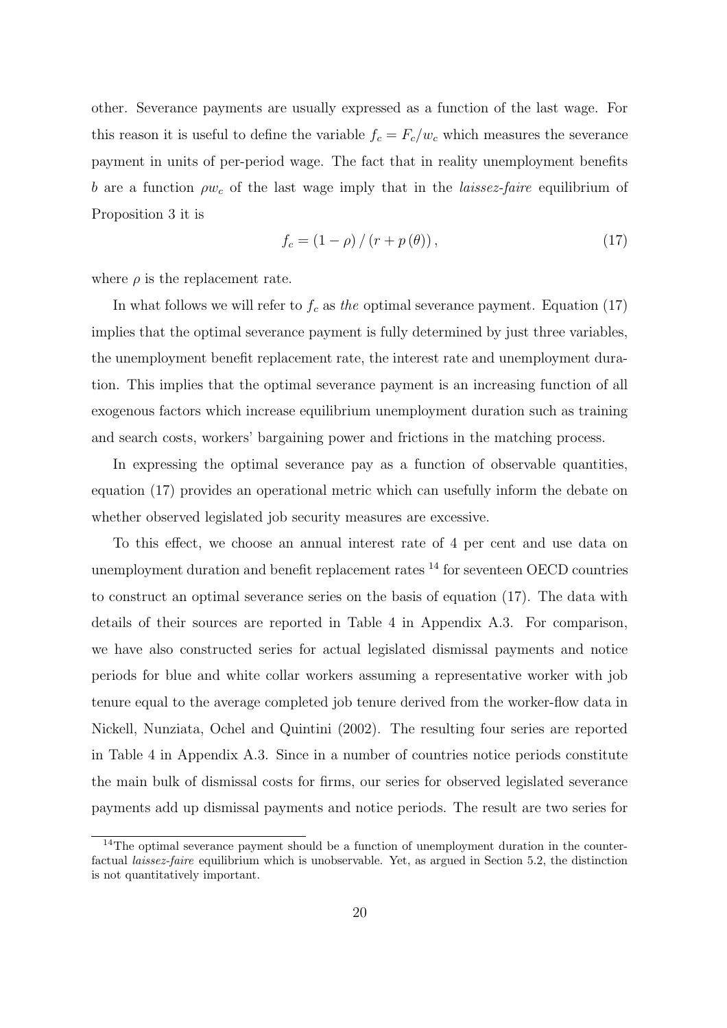other. Severance payments are usually expressed as a function of the last wage. For this reason it is useful to define the variable $f_c = F_c/w_c$ which measures the severance payment in units of per-period wage. The fact that in reality unemployment benefits $b$ are a function $\rho w_c$ of the last wage imply that in the *laissez-faire* equilibrium of Proposition 3 it is

$$f_c = (1 - \rho) / (r + p(\theta)), \tag{17}$$

where $\rho$ is the replacement rate.

In what follows we will refer to $f_c$ as *the* optimal severance payment. Equation (17) implies that the optimal severance payment is fully determined by just three variables, the unemployment benefit replacement rate, the interest rate and unemployment duration. This implies that the optimal severance payment is an increasing function of all exogenous factors which increase equilibrium unemployment duration such as training and search costs, workers' bargaining power and frictions in the matching process.

In expressing the optimal severance pay as a function of observable quantities, equation (17) provides an operational metric which can usefully inform the debate on whether observed legislated job security measures are excessive.

To this effect, we choose an annual interest rate of 4 per cent and use data on unemployment duration and benefit replacement rates [14] for seventeen OECD countries to construct an optimal severance series on the basis of equation (17). The data with details of their sources are reported in Table 4 in Appendix A.3. For comparison, we have also constructed series for actual legislated dismissal payments and notice periods for blue and white collar workers assuming a representative worker with job tenure equal to the average completed job tenure derived from the worker-flow data in Nickell, Nunziata, Ochel and Quintini (2002). The resulting four series are reported in Table 4 in Appendix A.3. Since in a number of countries notice periods constitute the main bulk of dismissal costs for firms, our series for observed legislated severance payments add up dismissal payments and notice periods. The result are two series for

[14] The optimal severance payment should be a function of unemployment duration in the counterfactual *laissez-faire* equilibrium which is unobservable. Yet, as argued in Section 5.2, the distinction is not quantitatively important.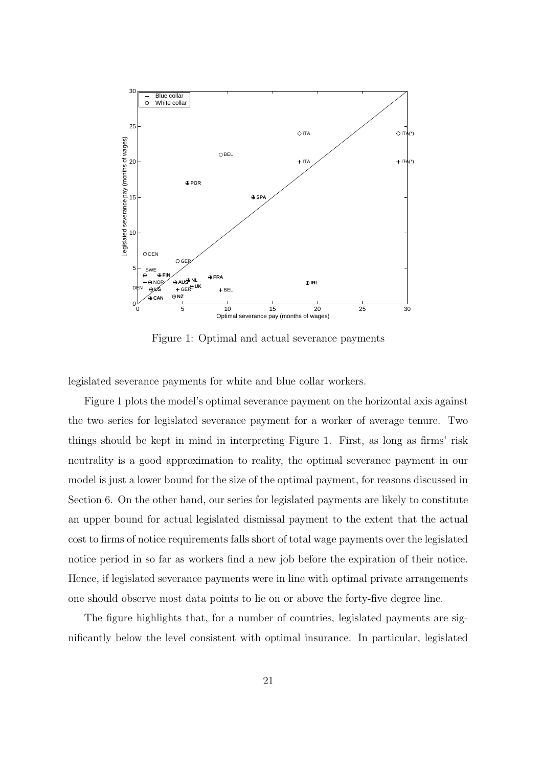Figure 1: Optimal and actual severance payments

legislated severance payments for white and blue collar workers.

Figure 1 plots the model's optimal severance payment on the horizontal axis against the two series for legislated severance payment for a worker of average tenure. Two things should be kept in mind in interpreting Figure 1. First, as long as firms' risk neutrality is a good approximation to reality, the optimal severance payment in our model is just a lower bound for the size of the optimal payment, for reasons discussed in Section 6. On the other hand, our series for legislated payments are likely to constitute an upper bound for actual legislated dismissal payment to the extent that the actual cost to firms of notice requirements falls short of total wage payments over the legislated notice period in so far as workers find a new job before the expiration of their notice. Hence, if legislated severance payments were in line with optimal private arrangements one should observe most data points to lie on or above the forty-five degree line.

The figure highlights that, for a number of countries, legislated payments are significantly below the level consistent with optimal insurance. In particular, legislated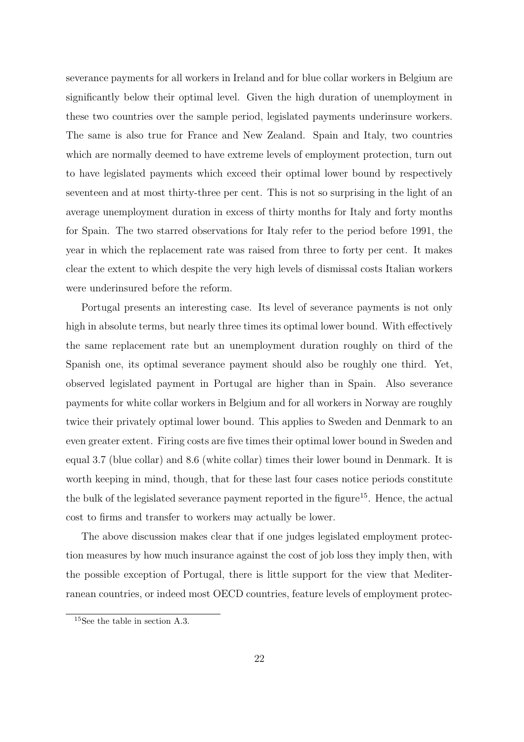severance payments for all workers in Ireland and for blue collar workers in Belgium are significantly below their optimal level. Given the high duration of unemployment in these two countries over the sample period, legislated payments underinsure workers. The same is also true for France and New Zealand. Spain and Italy, two countries which are normally deemed to have extreme levels of employment protection, turn out to have legislated payments which exceed their optimal lower bound by respectively seventeen and at most thirty-three per cent. This is not so surprising in the light of an average unemployment duration in excess of thirty months for Italy and forty months for Spain. The two starred observations for Italy refer to the period before 1991, the year in which the replacement rate was raised from three to forty per cent. It makes clear the extent to which despite the very high levels of dismissal costs Italian workers were underinsured before the reform.

Portugal presents an interesting case. Its level of severance payments is not only high in absolute terms, but nearly three times its optimal lower bound. With effectively the same replacement rate but an unemployment duration roughly on third of the Spanish one, its optimal severance payment should also be roughly one third. Yet, observed legislated payment in Portugal are higher than in Spain. Also severance payments for white collar workers in Belgium and for all workers in Norway are roughly twice their privately optimal lower bound. This applies to Sweden and Denmark to an even greater extent. Firing costs are five times their optimal lower bound in Sweden and equal 3.7 (blue collar) and 8.6 (white collar) times their lower bound in Denmark. It is worth keeping in mind, though, that for these last four cases notice periods constitute the bulk of the legislated severance payment reported in the figure[15]. Hence, the actual cost to firms and transfer to workers may actually be lower.

The above discussion makes clear that if one judges legislated employment protection measures by how much insurance against the cost of job loss they imply then, with the possible exception of Portugal, there is little support for the view that Mediterranean countries, or indeed most OECD countries, feature levels of employment protec-

[15] See the table in section A.3.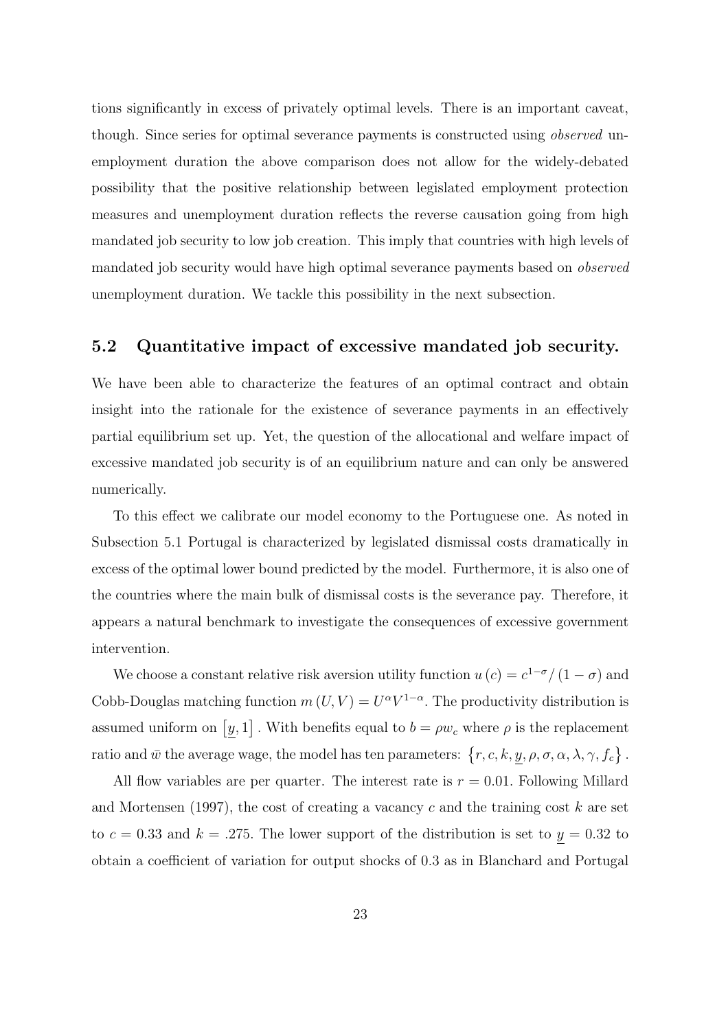tions significantly in excess of privately optimal levels. There is an important caveat, though. Since series for optimal severance payments is constructed using *observed* unemployment duration the above comparison does not allow for the widely-debated possibility that the positive relationship between legislated employment protection measures and unemployment duration reflects the reverse causation going from high mandated job security to low job creation. This imply that countries with high levels of mandated job security would have high optimal severance payments based on *observed* unemployment duration. We tackle this possibility in the next subsection.

## 5.2 Quantitative impact of excessive mandated job security.

We have been able to characterize the features of an optimal contract and obtain insight into the rationale for the existence of severance payments in an effectively partial equilibrium set up. Yet, the question of the allocational and welfare impact of excessive mandated job security is of an equilibrium nature and can only be answered numerically.

To this effect we calibrate our model economy to the Portuguese one. As noted in Subsection 5.1 Portugal is characterized by legislated dismissal costs dramatically in excess of the optimal lower bound predicted by the model. Furthermore, it is also one of the countries where the main bulk of dismissal costs is the severance pay. Therefore, it appears a natural benchmark to investigate the consequences of excessive government intervention.

We choose a constant relative risk aversion utility function $u(c) = c^{1-\sigma}/(1-\sigma)$ and Cobb-Douglas matching function $m(U,V) = U^{\alpha}V^{1-\alpha}$. The productivity distribution is assumed uniform on $\left[\underline{y}, 1\right]$. With benefits equal to $b = \rho w_c$ where $\rho$ is the replacement ratio and $\bar{w}$ the average wage, the model has ten parameters: $\left\{r, c, k, \underline{y}, \rho, \sigma, \alpha, \lambda, \gamma, f_c\right\}$.

All flow variables are per quarter. The interest rate is $r = 0.01$. Following Millard and Mortensen (1997), the cost of creating a vacancy $c$ and the training cost $k$ are set to $c = 0.33$ and $k = .275$. The lower support of the distribution is set to $\underline{y} = 0.32$ to obtain a coefficient of variation for output shocks of 0.3 as in Blanchard and Portugal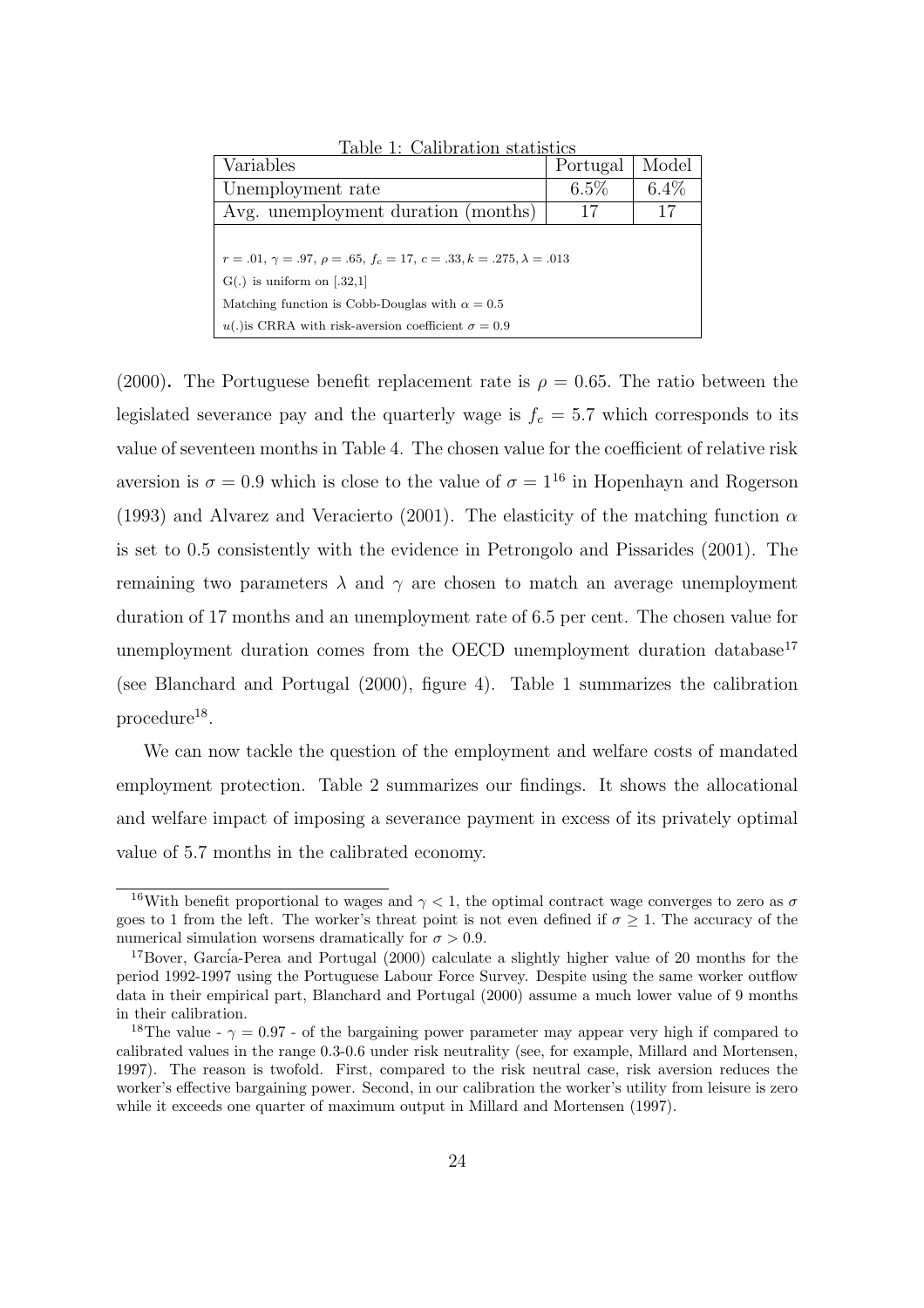Table 1: Calibration statistics

| Variables | Portugal | Model |
|---|---|---|
| Unemployment rate | 6.5% | 6.4% |
| Avg. unemployment duration (months) | 17 | 17 |
| $r = .01$, $\gamma = .97$, $\rho = .65$, $f_c = 17$, $c = .33$, $k = .275$, $\lambda = .013$ | | |
| G(.) is uniform on [.32,1] | | |
| Matching function is Cobb-Douglas with $\alpha = 0.5$ | | |
| $u(.)$is CRRA with risk-aversion coefficient $\sigma = 0.9$ | | |

(2000). The Portuguese benefit replacement rate is $\rho = 0.65$. The ratio between the legislated severance pay and the quarterly wage is $f_c = 5.7$ which corresponds to its value of seventeen months in Table 4. The chosen value for the coefficient of relative risk aversion is $\sigma = 0.9$ which is close to the value of $\sigma = 1$[16] in Hopenhayn and Rogerson (1993) and Alvarez and Veracierto (2001). The elasticity of the matching function $\alpha$ is set to 0.5 consistently with the evidence in Petrongolo and Pissarides (2001). The remaining two parameters $\lambda$ and $\gamma$ are chosen to match an average unemployment duration of 17 months and an unemployment rate of 6.5 per cent. The chosen value for unemployment duration comes from the OECD unemployment duration database[17] (see Blanchard and Portugal (2000), figure 4). Table 1 summarizes the calibration procedure[18].

We can now tackle the question of the employment and welfare costs of mandated employment protection. Table 2 summarizes our findings. It shows the allocational and welfare impact of imposing a severance payment in excess of its privately optimal value of 5.7 months in the calibrated economy.

---

[16] With benefit proportional to wages and $\gamma < 1$, the optimal contract wage converges to zero as $\sigma$ goes to 1 from the left. The worker's threat point is not even defined if $\sigma \geq 1$. The accuracy of the numerical simulation worsens dramatically for $\sigma > 0.9$.

[17] Bover, García-Perea and Portugal (2000) calculate a slightly higher value of 20 months for the period 1992-1997 using the Portuguese Labour Force Survey. Despite using the same worker outflow data in their empirical part, Blanchard and Portugal (2000) assume a much lower value of 9 months in their calibration.

[18] The value - $\gamma = 0.97$ - of the bargaining power parameter may appear very high if compared to calibrated values in the range 0.3-0.6 under risk neutrality (see, for example, Millard and Mortensen, 1997). The reason is twofold. First, compared to the risk neutral case, risk aversion reduces the worker's effective bargaining power. Second, in our calibration the worker's utility from leisure is zero while it exceeds one quarter of maximum output in Millard and Mortensen (1997).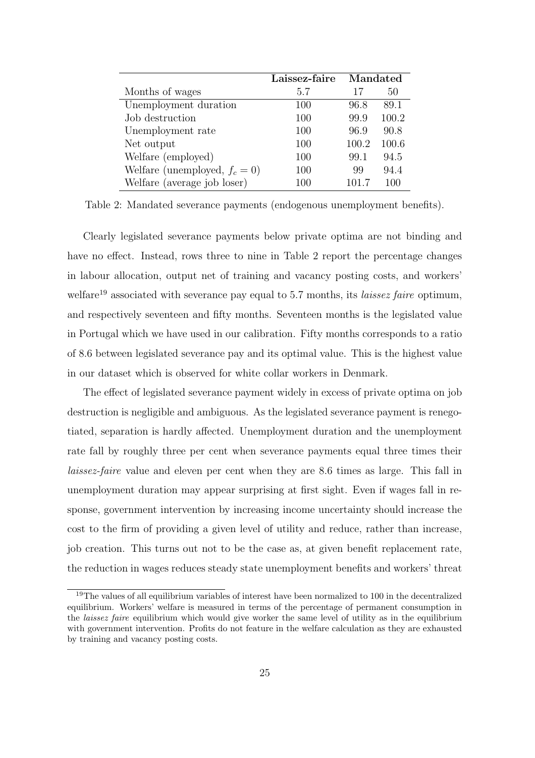| | **Laissez-faire** | **Mandated** | |
|---|---|---|---|
| Months of wages | 5.7 | 17 | 50 |
| Unemployment duration | 100 | 96.8 | 89.1 |
| Job destruction | 100 | 99.9 | 100.2 |
| Unemployment rate | 100 | 96.9 | 90.8 |
| Net output | 100 | 100.2 | 100.6 |
| Welfare (employed) | 100 | 99.1 | 94.5 |
| Welfare (unemployed, $f_c = 0$) | 100 | 99 | 94.4 |
| Welfare (average job loser) | 100 | 101.7 | 100 |

Table 2: Mandated severance payments (endogenous unemployment benefits).

Clearly legislated severance payments below private optima are not binding and have no effect. Instead, rows three to nine in Table 2 report the percentage changes in labour allocation, output net of training and vacancy posting costs, and workers' welfare[19] associated with severance pay equal to 5.7 months, its *laissez faire* optimum, and respectively seventeen and fifty months. Seventeen months is the legislated value in Portugal which we have used in our calibration. Fifty months corresponds to a ratio of 8.6 between legislated severance pay and its optimal value. This is the highest value in our dataset which is observed for white collar workers in Denmark.

The effect of legislated severance payment widely in excess of private optima on job destruction is negligible and ambiguous. As the legislated severance payment is renegotiated, separation is hardly affected. Unemployment duration and the unemployment rate fall by roughly three per cent when severance payments equal three times their *laissez-faire* value and eleven per cent when they are 8.6 times as large. This fall in unemployment duration may appear surprising at first sight. Even if wages fall in response, government intervention by increasing income uncertainty should increase the cost to the firm of providing a given level of utility and reduce, rather than increase, job creation. This turns out not to be the case as, at given benefit replacement rate, the reduction in wages reduces steady state unemployment benefits and workers' threat

[19]The values of all equilibrium variables of interest have been normalized to 100 in the decentralized equilibrium. Workers' welfare is measured in terms of the percentage of permanent consumption in the *laissez faire* equilibrium which would give worker the same level of utility as in the equilibrium with government intervention. Profits do not feature in the welfare calculation as they are exhausted by training and vacancy posting costs.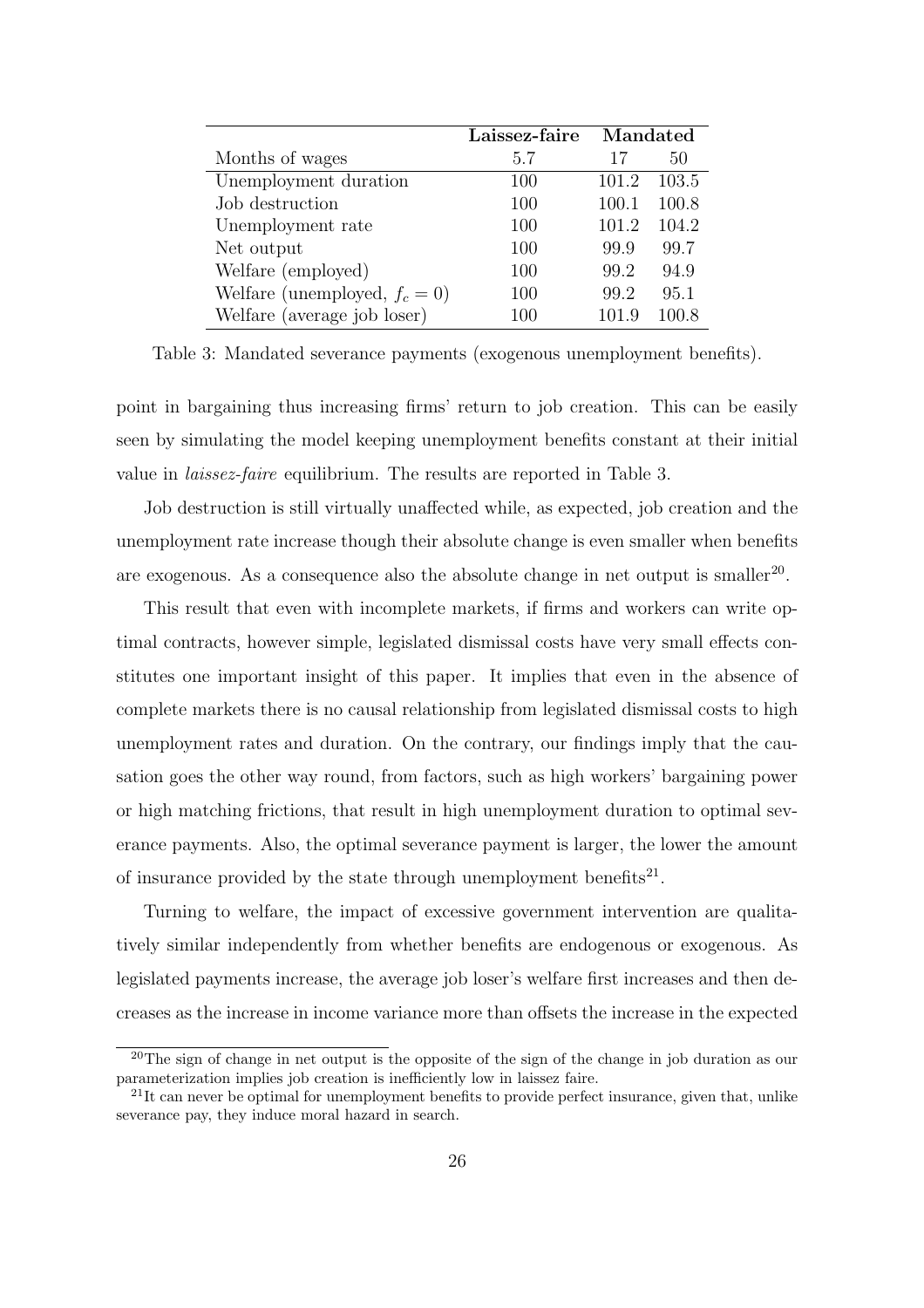| | **Laissez-faire** | **Mandated** | |
|---|---|---|---|
| Months of wages | 5.7 | 17 | 50 |
| Unemployment duration | 100 | 101.2 | 103.5 |
| Job destruction | 100 | 100.1 | 100.8 |
| Unemployment rate | 100 | 101.2 | 104.2 |
| Net output | 100 | 99.9 | 99.7 |
| Welfare (employed) | 100 | 99.2 | 94.9 |
| Welfare (unemployed, $f_c = 0$) | 100 | 99.2 | 95.1 |
| Welfare (average job loser) | 100 | 101.9 | 100.8 |

Table 3: Mandated severance payments (exogenous unemployment benefits).

point in bargaining thus increasing firms' return to job creation. This can be easily seen by simulating the model keeping unemployment benefits constant at their initial value in *laissez-faire* equilibrium. The results are reported in Table 3.

Job destruction is still virtually unaffected while, as expected, job creation and the unemployment rate increase though their absolute change is even smaller when benefits are exogenous. As a consequence also the absolute change in net output is smaller[20].

This result that even with incomplete markets, if firms and workers can write optimal contracts, however simple, legislated dismissal costs have very small effects constitutes one important insight of this paper. It implies that even in the absence of complete markets there is no causal relationship from legislated dismissal costs to high unemployment rates and duration. On the contrary, our findings imply that the causation goes the other way round, from factors, such as high workers' bargaining power or high matching frictions, that result in high unemployment duration to optimal severance payments. Also, the optimal severance payment is larger, the lower the amount of insurance provided by the state through unemployment benefits[21].

Turning to welfare, the impact of excessive government intervention are qualitatively similar independently from whether benefits are endogenous or exogenous. As legislated payments increase, the average job loser's welfare first increases and then decreases as the increase in income variance more than offsets the increase in the expected

[20]The sign of change in net output is the opposite of the sign of the change in job duration as our parameterization implies job creation is inefficiently low in laissez faire.

[21]It can never be optimal for unemployment benefits to provide perfect insurance, given that, unlike severance pay, they induce moral hazard in search.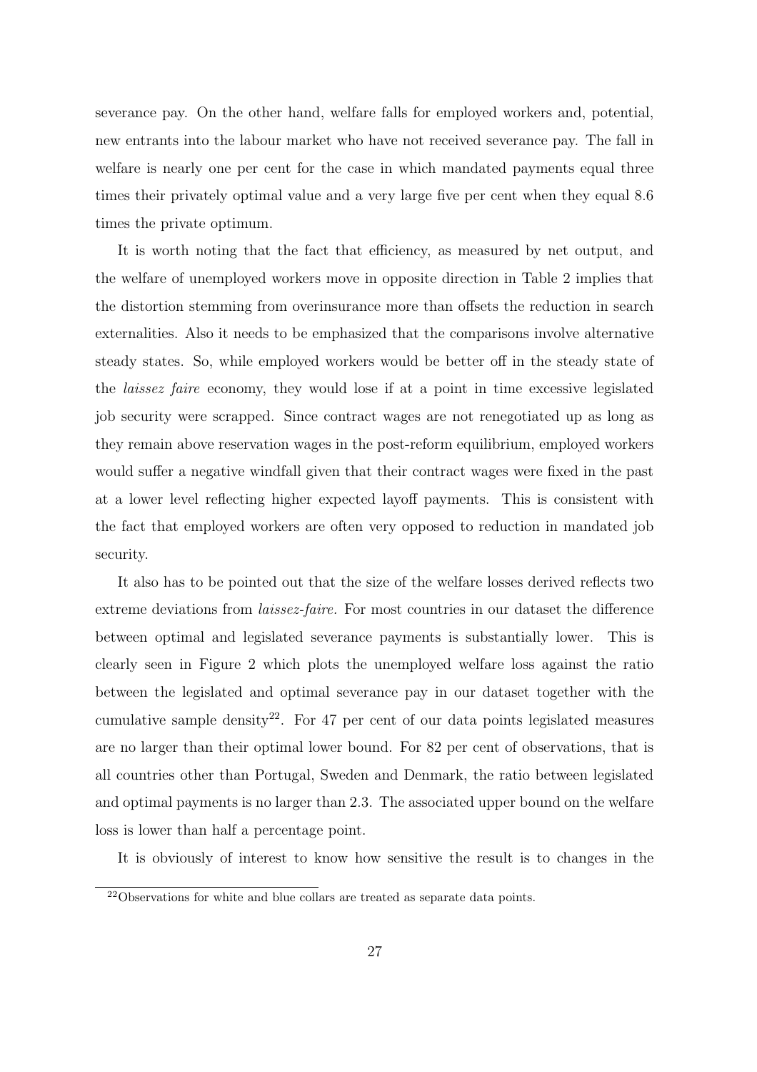severance pay. On the other hand, welfare falls for employed workers and, potential, new entrants into the labour market who have not received severance pay. The fall in welfare is nearly one per cent for the case in which mandated payments equal three times their privately optimal value and a very large five per cent when they equal 8.6 times the private optimum.

It is worth noting that the fact that efficiency, as measured by net output, and the welfare of unemployed workers move in opposite direction in Table 2 implies that the distortion stemming from overinsurance more than offsets the reduction in search externalities. Also it needs to be emphasized that the comparisons involve alternative steady states. So, while employed workers would be better off in the steady state of the *laissez faire* economy, they would lose if at a point in time excessive legislated job security were scrapped. Since contract wages are not renegotiated up as long as they remain above reservation wages in the post-reform equilibrium, employed workers would suffer a negative windfall given that their contract wages were fixed in the past at a lower level reflecting higher expected layoff payments. This is consistent with the fact that employed workers are often very opposed to reduction in mandated job security.

It also has to be pointed out that the size of the welfare losses derived reflects two extreme deviations from *laissez-faire.* For most countries in our dataset the difference between optimal and legislated severance payments is substantially lower. This is clearly seen in Figure 2 which plots the unemployed welfare loss against the ratio between the legislated and optimal severance pay in our dataset together with the cumulative sample density[22]. For 47 per cent of our data points legislated measures are no larger than their optimal lower bound. For 82 per cent of observations, that is all countries other than Portugal, Sweden and Denmark, the ratio between legislated and optimal payments is no larger than 2.3. The associated upper bound on the welfare loss is lower than half a percentage point.

It is obviously of interest to know how sensitive the result is to changes in the

[22] Observations for white and blue collars are treated as separate data points.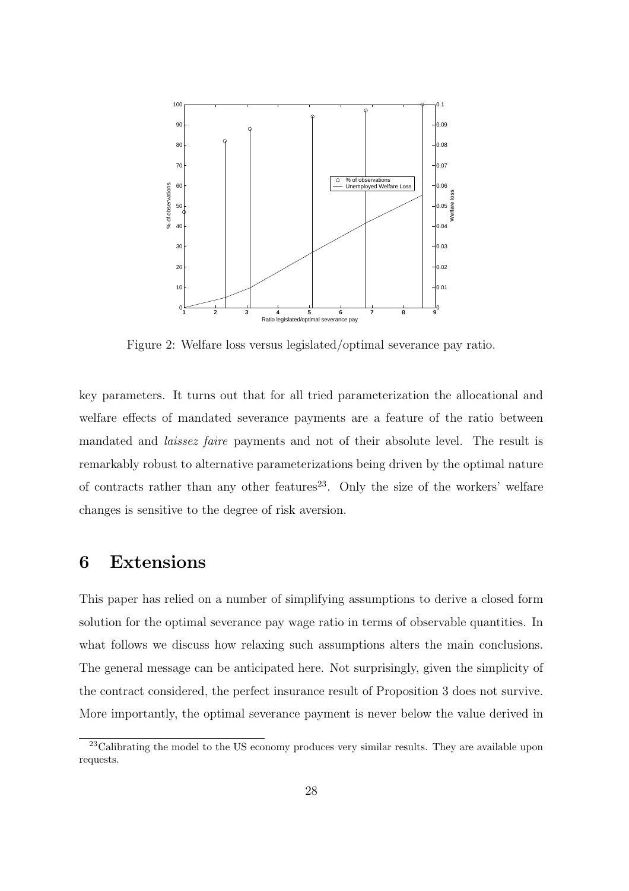Figure 2: Welfare loss versus legislated/optimal severance pay ratio.

key parameters. It turns out that for all tried parameterization the allocational and welfare effects of mandated severance payments are a feature of the ratio between mandated and *laissez faire* payments and not of their absolute level. The result is remarkably robust to alternative parameterizations being driven by the optimal nature of contracts rather than any other features[23]. Only the size of the workers' welfare changes is sensitive to the degree of risk aversion.

# 6 Extensions

This paper has relied on a number of simplifying assumptions to derive a closed form solution for the optimal severance pay wage ratio in terms of observable quantities. In what follows we discuss how relaxing such assumptions alters the main conclusions. The general message can be anticipated here. Not surprisingly, given the simplicity of the contract considered, the perfect insurance result of Proposition 3 does not survive. More importantly, the optimal severance payment is never below the value derived in

[23] Calibrating the model to the US economy produces very similar results. They are available upon requests.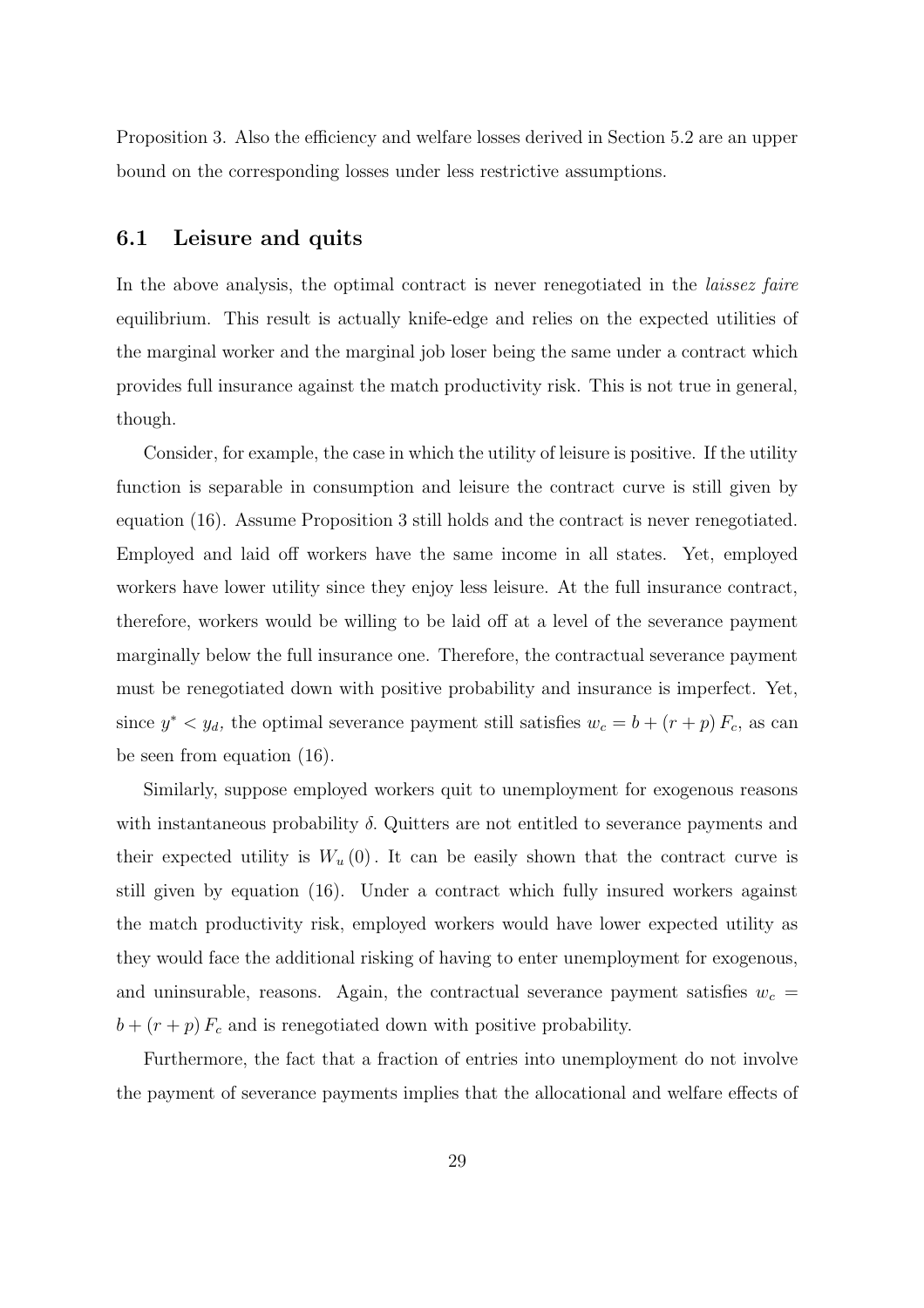Proposition 3. Also the efficiency and welfare losses derived in Section 5.2 are an upper bound on the corresponding losses under less restrictive assumptions.

## 6.1 Leisure and quits

In the above analysis, the optimal contract is never renegotiated in the *laissez faire* equilibrium. This result is actually knife-edge and relies on the expected utilities of the marginal worker and the marginal job loser being the same under a contract which provides full insurance against the match productivity risk. This is not true in general, though.

Consider, for example, the case in which the utility of leisure is positive. If the utility function is separable in consumption and leisure the contract curve is still given by equation (16). Assume Proposition 3 still holds and the contract is never renegotiated. Employed and laid off workers have the same income in all states. Yet, employed workers have lower utility since they enjoy less leisure. At the full insurance contract, therefore, workers would be willing to be laid off at a level of the severance payment marginally below the full insurance one. Therefore, the contractual severance payment must be renegotiated down with positive probability and insurance is imperfect. Yet, since $y^* < y_d$, the optimal severance payment still satisfies $w_c = b + (r+p) F_c$, as can be seen from equation (16).

Similarly, suppose employed workers quit to unemployment for exogenous reasons with instantaneous probability $\delta$. Quitters are not entitled to severance payments and their expected utility is $W_u(0)$. It can be easily shown that the contract curve is still given by equation (16). Under a contract which fully insured workers against the match productivity risk, employed workers would have lower expected utility as they would face the additional risking of having to enter unemployment for exogenous, and uninsurable, reasons. Again, the contractual severance payment satisfies $w_c = b + (r+p) F_c$ and is renegotiated down with positive probability.

Furthermore, the fact that a fraction of entries into unemployment do not involve the payment of severance payments implies that the allocational and welfare effects of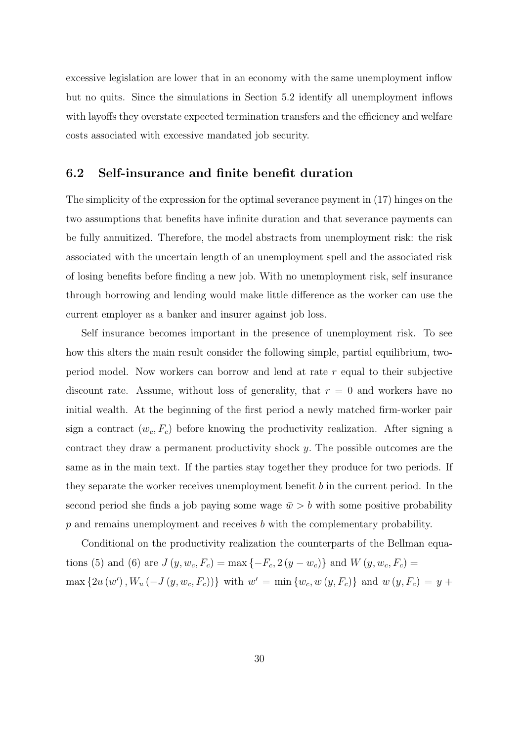excessive legislation are lower that in an economy with the same unemployment inflow but no quits. Since the simulations in Section 5.2 identify all unemployment inflows with layoffs they overstate expected termination transfers and the efficiency and welfare costs associated with excessive mandated job security.

## 6.2 Self-insurance and finite benefit duration

The simplicity of the expression for the optimal severance payment in (17) hinges on the two assumptions that benefits have infinite duration and that severance payments can be fully annuitized. Therefore, the model abstracts from unemployment risk: the risk associated with the uncertain length of an unemployment spell and the associated risk of losing benefits before finding a new job. With no unemployment risk, self insurance through borrowing and lending would make little difference as the worker can use the current employer as a banker and insurer against job loss.

Self insurance becomes important in the presence of unemployment risk. To see how this alters the main result consider the following simple, partial equilibrium, two-period model. Now workers can borrow and lend at rate $r$ equal to their subjective discount rate. Assume, without loss of generality, that $r = 0$ and workers have no initial wealth. At the beginning of the first period a newly matched firm-worker pair sign a contract $(w_c, F_c)$ before knowing the productivity realization. After signing a contract they draw a permanent productivity shock $y$. The possible outcomes are the same as in the main text. If the parties stay together they produce for two periods. If they separate the worker receives unemployment benefit $b$ in the current period. In the second period she finds a job paying some wage $\bar{w} > b$ with some positive probability $p$ and remains unemployment and receives $b$ with the complementary probability.

Conditional on the productivity realization the counterparts of the Bellman equations (5) and (6) are $J(y, w_c, F_c) = \max\{-F_c, 2(y - w_c)\}$ and $W(y, w_c, F_c) = \max\{2u(w'), W_u(-J(y, w_c, F_c))\}$ with $w' = \min\{w_c, w(y, F_c)\}$ and $w(y, F_c) = y +$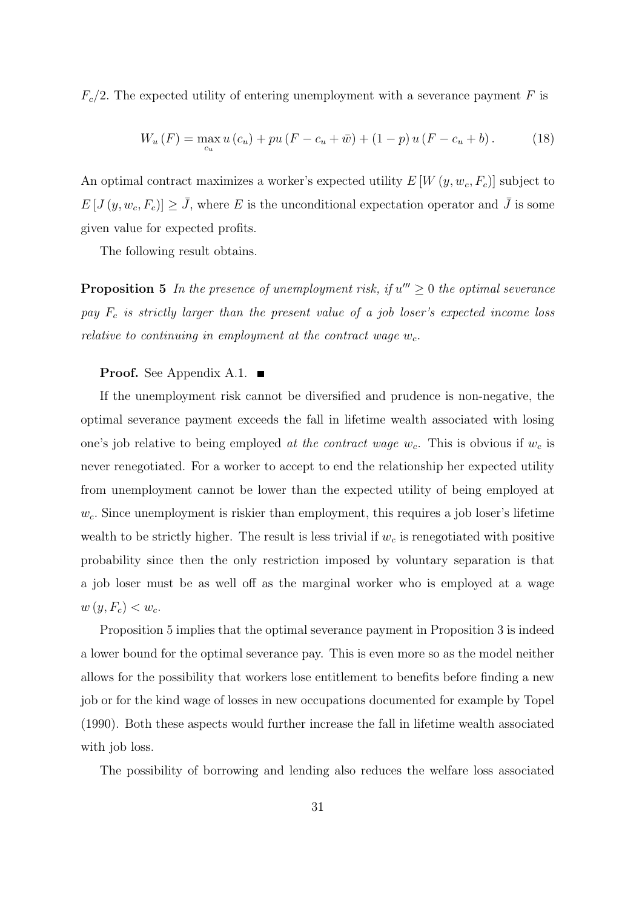$F_c/2$. The expected utility of entering unemployment with a severance payment $F$ is

$$W_u(F) = \max_{c_u} u(c_u) + pu(F - c_u + \bar{w}) + (1-p)\, u(F - c_u + b). \tag{18}$$

An optimal contract maximizes a worker's expected utility $E[W(y, w_c, F_c)]$ subject to $E[J(y, w_c, F_c)] \geq \bar{J}$, where $E$ is the unconditional expectation operator and $\bar{J}$ is some given value for expected profits.

The following result obtains.

**Proposition 5** *In the presence of unemployment risk, if $u''' \geq 0$ the optimal severance pay $F_c$ is strictly larger than the present value of a job loser's expected income loss relative to continuing in employment at the contract wage $w_c$.*

**Proof.** See Appendix A.1. ■

If the unemployment risk cannot be diversified and prudence is non-negative, the optimal severance payment exceeds the fall in lifetime wealth associated with losing one's job relative to being employed *at the contract wage $w_c$*. This is obvious if $w_c$ is never renegotiated. For a worker to accept to end the relationship her expected utility from unemployment cannot be lower than the expected utility of being employed at $w_c$. Since unemployment is riskier than employment, this requires a job loser's lifetime wealth to be strictly higher. The result is less trivial if $w_c$ is renegotiated with positive probability since then the only restriction imposed by voluntary separation is that a job loser must be as well off as the marginal worker who is employed at a wage $w(y, F_c) < w_c$.

Proposition 5 implies that the optimal severance payment in Proposition 3 is indeed a lower bound for the optimal severance pay. This is even more so as the model neither allows for the possibility that workers lose entitlement to benefits before finding a new job or for the kind wage of losses in new occupations documented for example by Topel (1990). Both these aspects would further increase the fall in lifetime wealth associated with job loss.

The possibility of borrowing and lending also reduces the welfare loss associated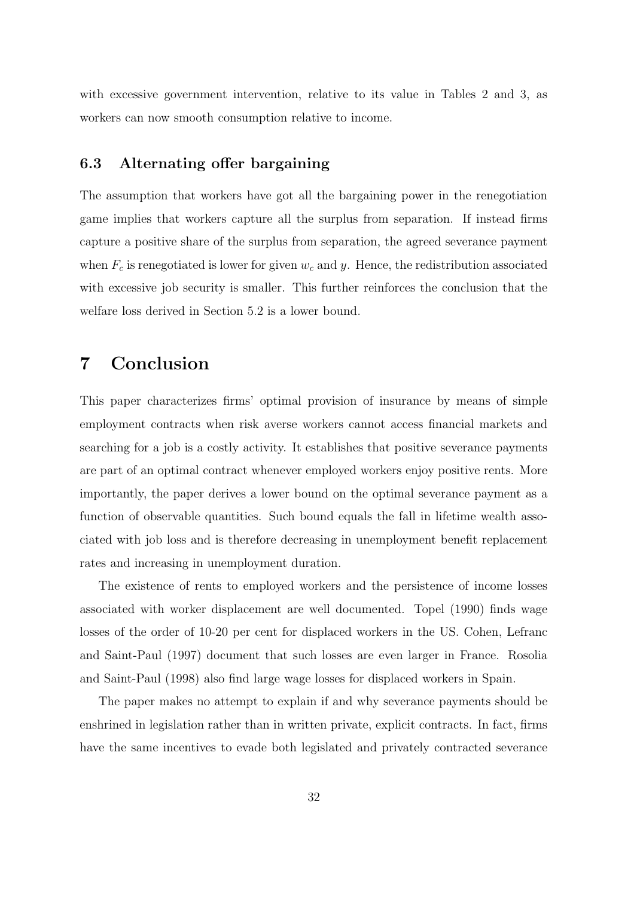with excessive government intervention, relative to its value in Tables 2 and 3, as workers can now smooth consumption relative to income.

### 6.3 Alternating offer bargaining

The assumption that workers have got all the bargaining power in the renegotiation game implies that workers capture all the surplus from separation. If instead firms capture a positive share of the surplus from separation, the agreed severance payment when $F_c$ is renegotiated is lower for given $w_c$ and $y$. Hence, the redistribution associated with excessive job security is smaller. This further reinforces the conclusion that the welfare loss derived in Section 5.2 is a lower bound.

## 7 Conclusion

This paper characterizes firms' optimal provision of insurance by means of simple employment contracts when risk averse workers cannot access financial markets and searching for a job is a costly activity. It establishes that positive severance payments are part of an optimal contract whenever employed workers enjoy positive rents. More importantly, the paper derives a lower bound on the optimal severance payment as a function of observable quantities. Such bound equals the fall in lifetime wealth associated with job loss and is therefore decreasing in unemployment benefit replacement rates and increasing in unemployment duration.

The existence of rents to employed workers and the persistence of income losses associated with worker displacement are well documented. Topel (1990) finds wage losses of the order of 10-20 per cent for displaced workers in the US. Cohen, Lefranc and Saint-Paul (1997) document that such losses are even larger in France. Rosolia and Saint-Paul (1998) also find large wage losses for displaced workers in Spain.

The paper makes no attempt to explain if and why severance payments should be enshrined in legislation rather than in written private, explicit contracts. In fact, firms have the same incentives to evade both legislated and privately contracted severance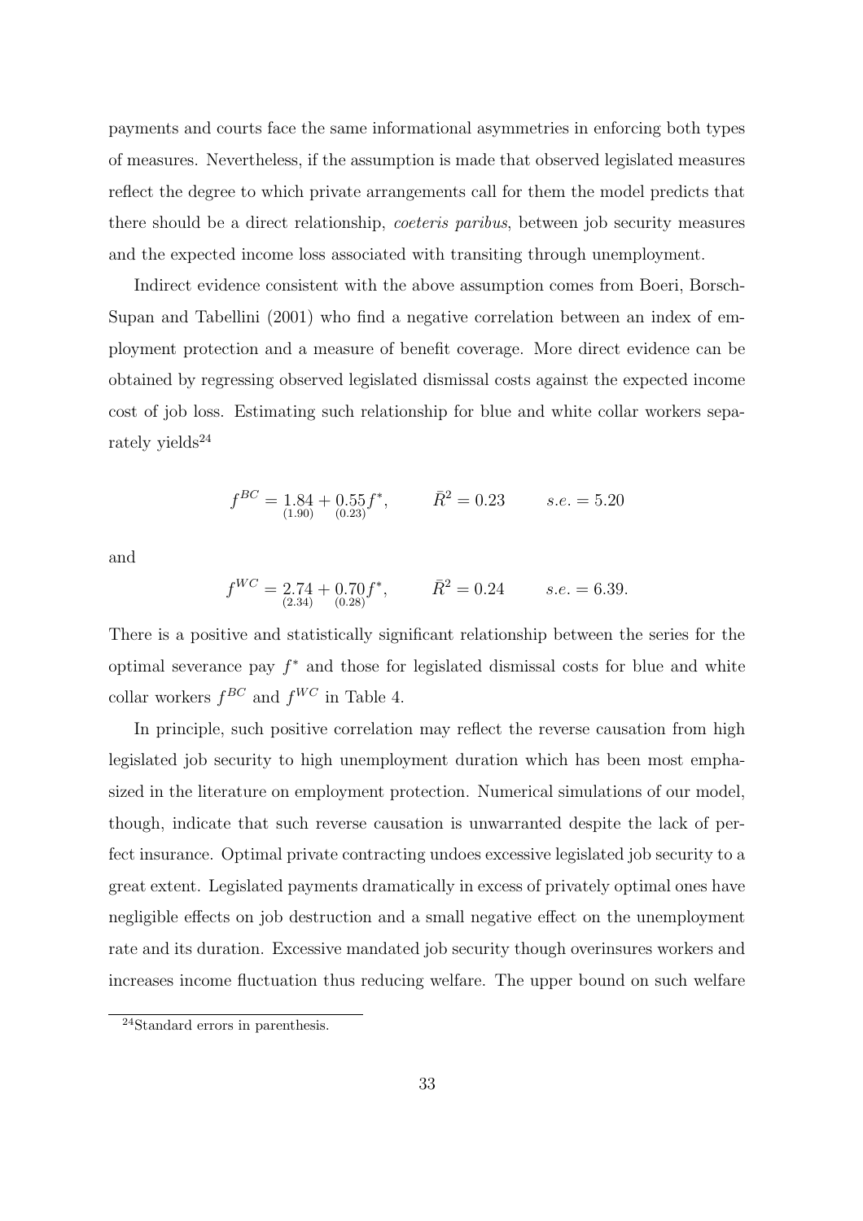payments and courts face the same informational asymmetries in enforcing both types of measures. Nevertheless, if the assumption is made that observed legislated measures reflect the degree to which private arrangements call for them the model predicts that there should be a direct relationship, *coeteris paribus*, between job security measures and the expected income loss associated with transiting through unemployment.

Indirect evidence consistent with the above assumption comes from Boeri, Borsch-Supan and Tabellini (2001) who find a negative correlation between an index of employment protection and a measure of benefit coverage. More direct evidence can be obtained by regressing observed legislated dismissal costs against the expected income cost of job loss. Estimating such relationship for blue and white collar workers separately yields[24]

$$f^{BC} = \underset{(1.90)}{1.84} + \underset{(0.23)}{0.55} f^{*}, \qquad \bar{R}^{2} = 0.23 \qquad s.e. = 5.20$$

and

$$f^{WC} = \underset{(2.34)}{2.74} + \underset{(0.28)}{0.70} f^{*}, \qquad \bar{R}^{2} = 0.24 \qquad s.e. = 6.39.$$

There is a positive and statistically significant relationship between the series for the optimal severance pay $f^*$ and those for legislated dismissal costs for blue and white collar workers $f^{BC}$ and $f^{WC}$ in Table 4.

In principle, such positive correlation may reflect the reverse causation from high legislated job security to high unemployment duration which has been most emphasized in the literature on employment protection. Numerical simulations of our model, though, indicate that such reverse causation is unwarranted despite the lack of perfect insurance. Optimal private contracting undoes excessive legislated job security to a great extent. Legislated payments dramatically in excess of privately optimal ones have negligible effects on job destruction and a small negative effect on the unemployment rate and its duration. Excessive mandated job security though overinsures workers and increases income fluctuation thus reducing welfare. The upper bound on such welfare

[24] Standard errors in parenthesis.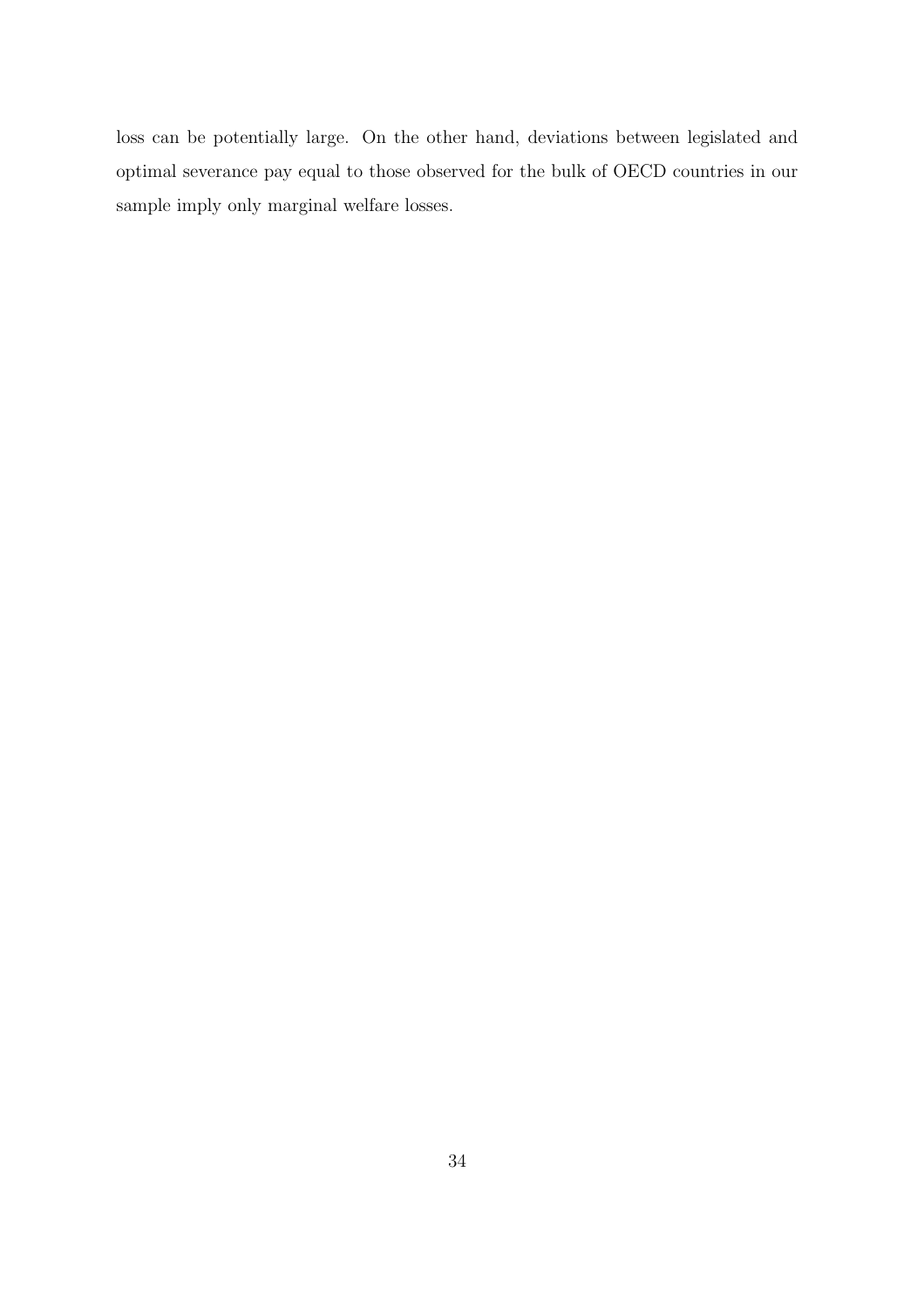loss can be potentially large. On the other hand, deviations between legislated and optimal severance pay equal to those observed for the bulk of OECD countries in our sample imply only marginal welfare losses.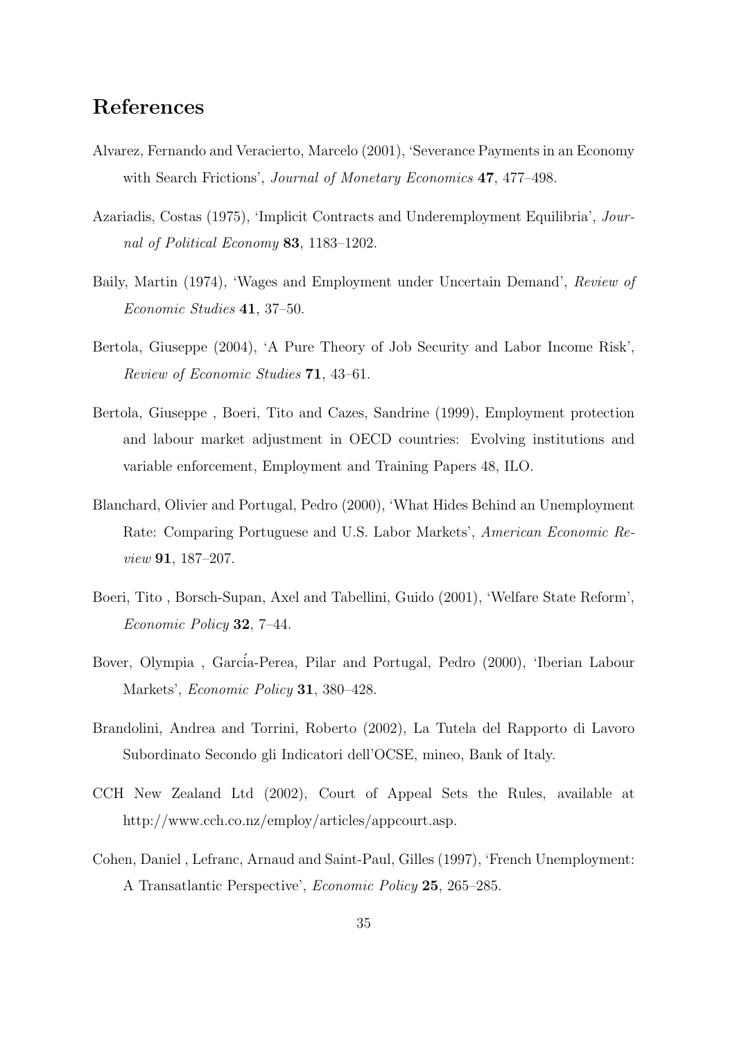# References

Alvarez, Fernando and Veracierto, Marcelo (2001), 'Severance Payments in an Economy with Search Frictions', *Journal of Monetary Economics* **47**, 477–498.

Azariadis, Costas (1975), 'Implicit Contracts and Underemployment Equilibria', *Journal of Political Economy* **83**, 1183–1202.

Baily, Martin (1974), 'Wages and Employment under Uncertain Demand', *Review of Economic Studies* **41**, 37–50.

Bertola, Giuseppe (2004), 'A Pure Theory of Job Security and Labor Income Risk', *Review of Economic Studies* **71**, 43–61.

Bertola, Giuseppe , Boeri, Tito and Cazes, Sandrine (1999), Employment protection and labour market adjustment in OECD countries: Evolving institutions and variable enforcement, Employment and Training Papers 48, ILO.

Blanchard, Olivier and Portugal, Pedro (2000), 'What Hides Behind an Unemployment Rate: Comparing Portuguese and U.S. Labor Markets', *American Economic Review* **91**, 187–207.

Boeri, Tito , Borsch-Supan, Axel and Tabellini, Guido (2001), 'Welfare State Reform', *Economic Policy* **32**, 7–44.

Bover, Olympia , García-Perea, Pilar and Portugal, Pedro (2000), 'Iberian Labour Markets', *Economic Policy* **31**, 380–428.

Brandolini, Andrea and Torrini, Roberto (2002), La Tutela del Rapporto di Lavoro Subordinato Secondo gli Indicatori dell'OCSE, mineo, Bank of Italy.

CCH New Zealand Ltd (2002), Court of Appeal Sets the Rules, available at http://www.cch.co.nz/employ/articles/appcourt.asp.

Cohen, Daniel , Lefranc, Arnaud and Saint-Paul, Gilles (1997), 'French Unemployment: A Transatlantic Perspective', *Economic Policy* **25**, 265–285.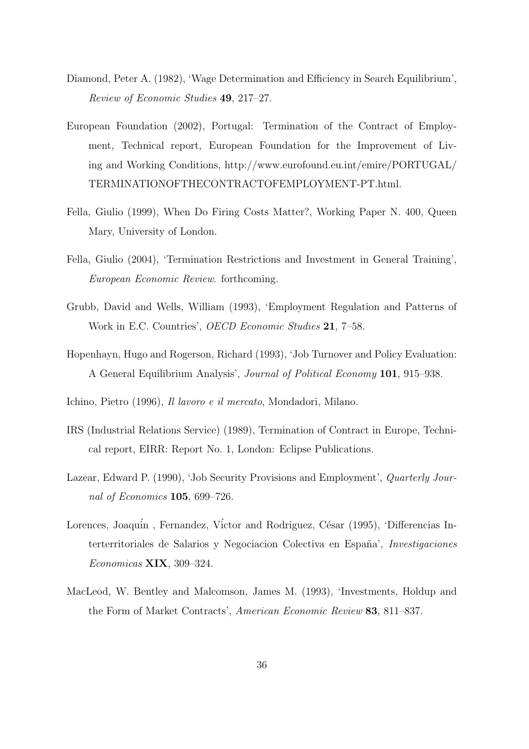Diamond, Peter A. (1982), 'Wage Determination and Efficiency in Search Equilibrium', *Review of Economic Studies* **49**, 217–27.

European Foundation (2002), Portugal: Termination of the Contract of Employment, Technical report, European Foundation for the Improvement of Living and Working Conditions, http://www.eurofound.eu.int/emire/PORTUGAL/TERMINATIONOFTHECONTRACTOFEMPLOYMENT-PT.html.

Fella, Giulio (1999), When Do Firing Costs Matter?, Working Paper N. 400, Queen Mary, University of London.

Fella, Giulio (2004), 'Termination Restrictions and Investment in General Training', *European Economic Review*. forthcoming.

Grubb, David and Wells, William (1993), 'Employment Regulation and Patterns of Work in E.C. Countries', *OECD Economic Studies* **21**, 7–58.

Hopenhayn, Hugo and Rogerson, Richard (1993), 'Job Turnover and Policy Evaluation: A General Equilibrium Analysis', *Journal of Political Economy* **101**, 915–938.

Ichino, Pietro (1996), *Il lavoro e il mercato*, Mondadori, Milano.

IRS (Industrial Relations Service) (1989), Termination of Contract in Europe, Technical report, EIRR: Report No. 1, London: Eclipse Publications.

Lazear, Edward P. (1990), 'Job Security Provisions and Employment', *Quarterly Journal of Economics* **105**, 699–726.

Lorences, Joaquín , Fernandez, Víctor and Rodriguez, César (1995), 'Differencias Interterritoriales de Salarios y Negociacion Colectiva en España', *Investigaciones Economicas* **XIX**, 309–324.

MacLeod, W. Bentley and Malcomson, James M. (1993), 'Investments, Holdup and the Form of Market Contracts', *American Economic Review* **83**, 811–837.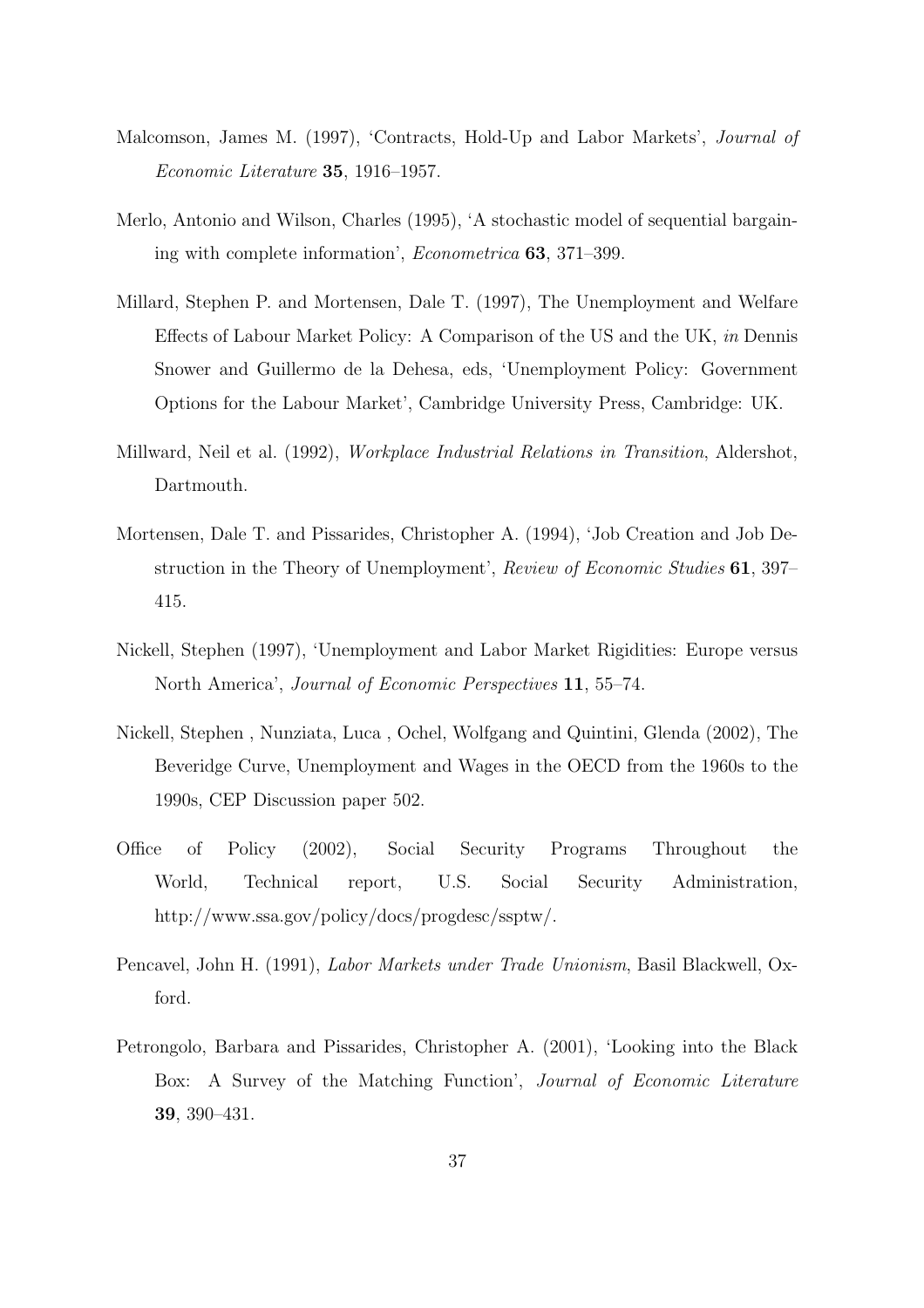Malcomson, James M. (1997), 'Contracts, Hold-Up and Labor Markets', *Journal of Economic Literature* **35**, 1916–1957.

Merlo, Antonio and Wilson, Charles (1995), 'A stochastic model of sequential bargaining with complete information', *Econometrica* **63**, 371–399.

Millard, Stephen P. and Mortensen, Dale T. (1997), The Unemployment and Welfare Effects of Labour Market Policy: A Comparison of the US and the UK, *in* Dennis Snower and Guillermo de la Dehesa, eds, 'Unemployment Policy: Government Options for the Labour Market', Cambridge University Press, Cambridge: UK.

Millward, Neil et al. (1992), *Workplace Industrial Relations in Transition*, Aldershot, Dartmouth.

Mortensen, Dale T. and Pissarides, Christopher A. (1994), 'Job Creation and Job Destruction in the Theory of Unemployment', *Review of Economic Studies* **61**, 397–415.

Nickell, Stephen (1997), 'Unemployment and Labor Market Rigidities: Europe versus North America', *Journal of Economic Perspectives* **11**, 55–74.

Nickell, Stephen , Nunziata, Luca , Ochel, Wolfgang and Quintini, Glenda (2002), The Beveridge Curve, Unemployment and Wages in the OECD from the 1960s to the 1990s, CEP Discussion paper 502.

Office of Policy (2002), Social Security Programs Throughout the World, Technical report, U.S. Social Security Administration, http://www.ssa.gov/policy/docs/progdesc/ssptw/.

Pencavel, John H. (1991), *Labor Markets under Trade Unionism*, Basil Blackwell, Oxford.

Petrongolo, Barbara and Pissarides, Christopher A. (2001), 'Looking into the Black Box: A Survey of the Matching Function', *Journal of Economic Literature* **39**, 390–431.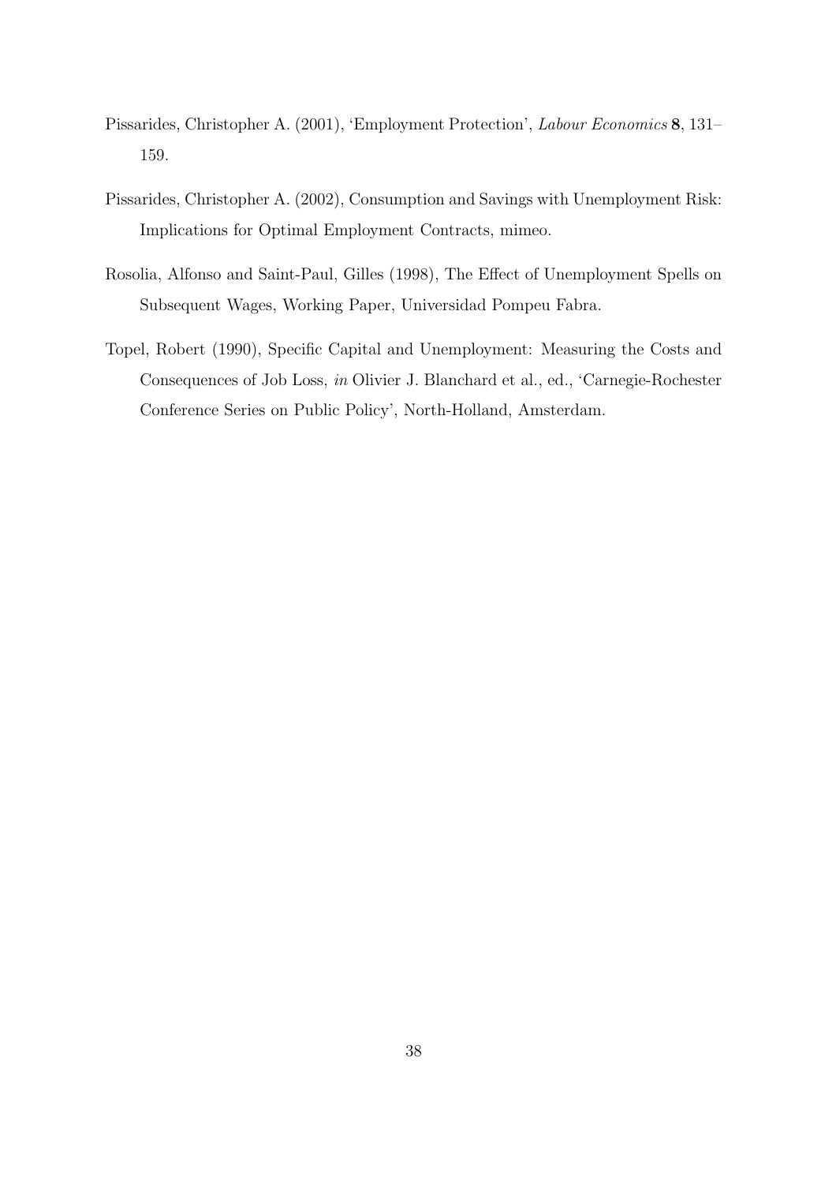Pissarides, Christopher A. (2001), 'Employment Protection', *Labour Economics* **8**, 131–159.

Pissarides, Christopher A. (2002), Consumption and Savings with Unemployment Risk: Implications for Optimal Employment Contracts, mimeo.

Rosolia, Alfonso and Saint-Paul, Gilles (1998), The Effect of Unemployment Spells on Subsequent Wages, Working Paper, Universidad Pompeu Fabra.

Topel, Robert (1990), Specific Capital and Unemployment: Measuring the Costs and Consequences of Job Loss, *in* Olivier J. Blanchard et al., ed., 'Carnegie-Rochester Conference Series on Public Policy', North-Holland, Amsterdam.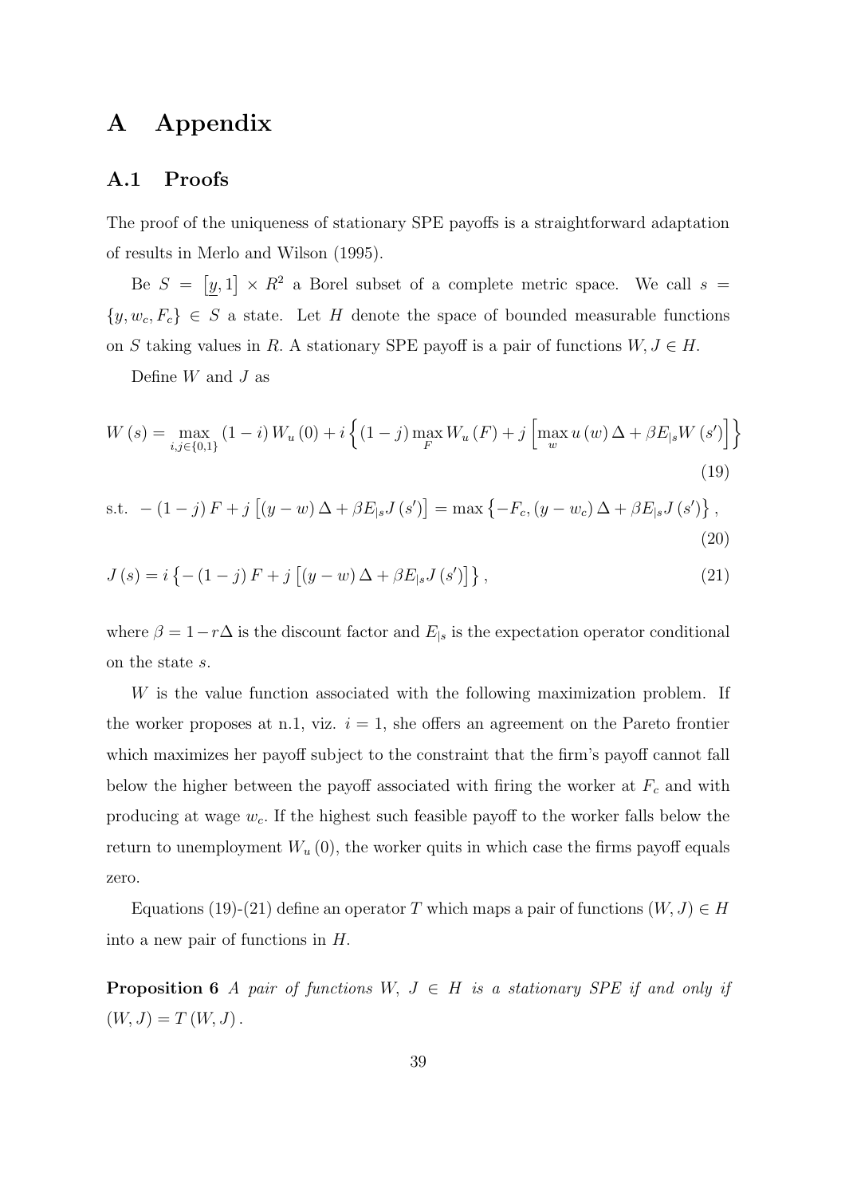# A Appendix

## A.1 Proofs

The proof of the uniqueness of stationary SPE payoffs is a straightforward adaptation of results in Merlo and Wilson (1995).

Be $S = [\underline{y}, 1] \times R^2$ a Borel subset of a complete metric space. We call $s = \{y, w_c, F_c\} \in S$ a state. Let $H$ denote the space of bounded measurable functions on $S$ taking values in $R$. A stationary SPE payoff is a pair of functions $W, J \in H$.

Define $W$ and $J$ as

$$W(s) = \max_{i,j \in \{0,1\}} (1-i) W_u(0) + i \left\{ (1-j) \max_F W_u(F) + j \left[ \max_w u(w) \Delta + \beta E_{|s} W(s') \right] \right\} \tag{19}$$

$$\text{s.t.} \ -(1-j) F + j \left[ (y-w) \Delta + \beta E_{|s} J(s') \right] = \max \left\{ -F_c, (y - w_c) \Delta + \beta E_{|s} J(s') \right\}, \tag{20}$$

$$J(s) = i \left\{ -(1-j) F + j \left[ (y-w) \Delta + \beta E_{|s} J(s') \right] \right\}, \tag{21}$$

where $\beta = 1 - r\Delta$ is the discount factor and $E_{|s}$ is the expectation operator conditional on the state $s$.

$W$ is the value function associated with the following maximization problem. If the worker proposes at n.1, viz. $i = 1$, she offers an agreement on the Pareto frontier which maximizes her payoff subject to the constraint that the firm's payoff cannot fall below the higher between the payoff associated with firing the worker at $F_c$ and with producing at wage $w_c$. If the highest such feasible payoff to the worker falls below the return to unemployment $W_u(0)$, the worker quits in which case the firms payoff equals zero.

Equations (19)-(21) define an operator $T$ which maps a pair of functions $(W, J) \in H$ into a new pair of functions in $H$.

**Proposition 6** *A pair of functions* $W$, $J \in H$ *is a stationary SPE if and only if* $(W, J) = T(W, J)$.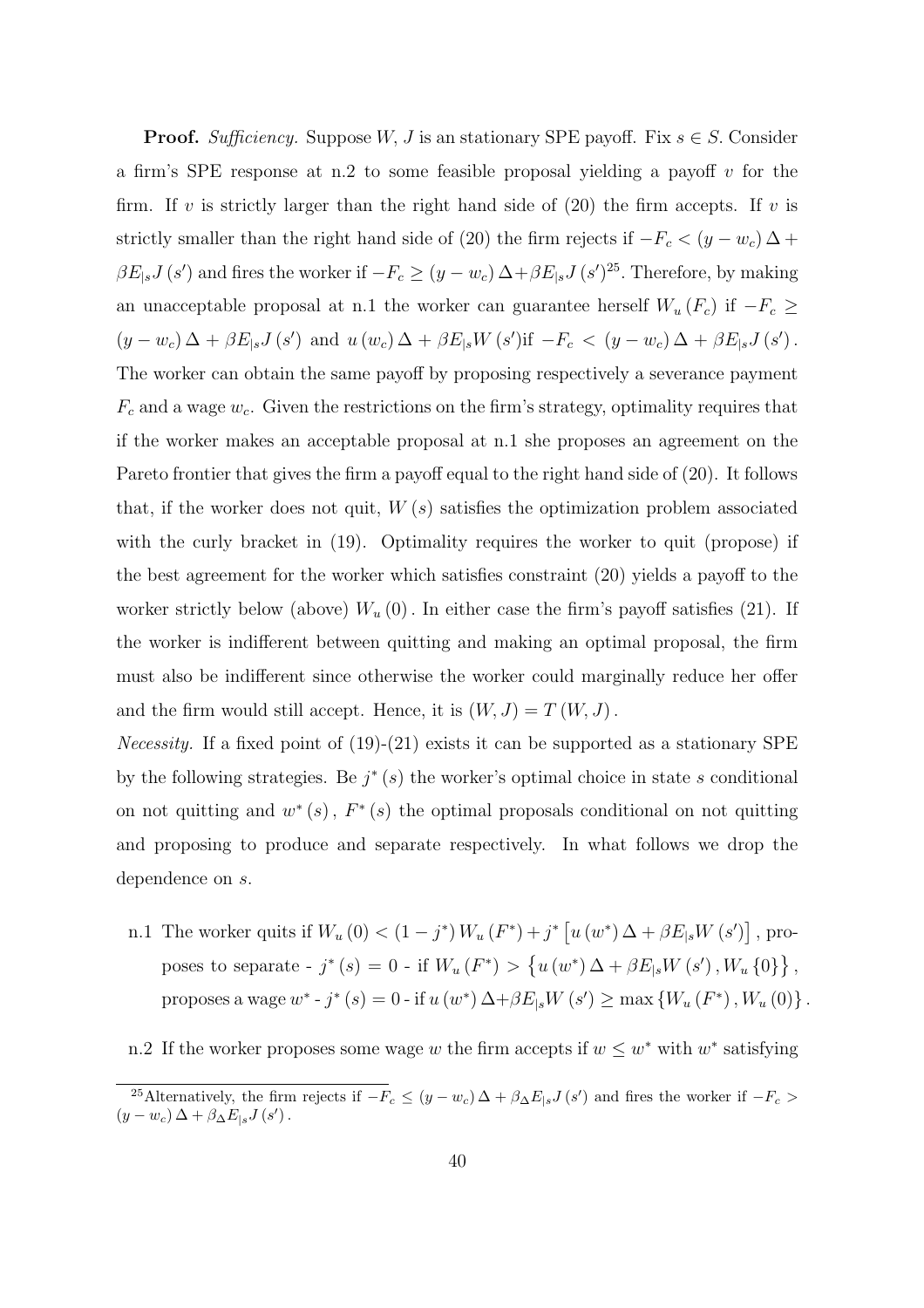**Proof.** *Sufficiency.* Suppose $W$, $J$ is an stationary SPE payoff. Fix $s \in S$. Consider a firm's SPE response at n.2 to some feasible proposal yielding a payoff $v$ for the firm. If $v$ is strictly larger than the right hand side of (20) the firm accepts. If $v$ is strictly smaller than the right hand side of (20) the firm rejects if $-F_c < (y - w_c)\Delta + \beta E_{|s} J(s')$ and fires the worker if $-F_c \geq (y - w_c)\Delta + \beta E_{|s} J(s')$[25]. Therefore, by making an unacceptable proposal at n.1 the worker can guarantee herself $W_u(F_c)$ if $-F_c \geq (y - w_c)\Delta + \beta E_{|s} J(s')$ and $u(w_c)\Delta + \beta E_{|s} W(s')$if $-F_c < (y - w_c)\Delta + \beta E_{|s} J(s')$. The worker can obtain the same payoff by proposing respectively a severance payment $F_c$ and a wage $w_c$. Given the restrictions on the firm's strategy, optimality requires that if the worker makes an acceptable proposal at n.1 she proposes an agreement on the Pareto frontier that gives the firm a payoff equal to the right hand side of (20). It follows that, if the worker does not quit, $W(s)$ satisfies the optimization problem associated with the curly bracket in (19). Optimality requires the worker to quit (propose) if the best agreement for the worker which satisfies constraint (20) yields a payoff to the worker strictly below (above) $W_u(0)$. In either case the firm's payoff satisfies (21). If the worker is indifferent between quitting and making an optimal proposal, the firm must also be indifferent since otherwise the worker could marginally reduce her offer and the firm would still accept. Hence, it is $(W, J) = T(W, J)$.

*Necessity.* If a fixed point of (19)-(21) exists it can be supported as a stationary SPE by the following strategies. Be $j^*(s)$ the worker's optimal choice in state $s$ conditional on not quitting and $w^*(s)$, $F^*(s)$ the optimal proposals conditional on not quitting and proposing to produce and separate respectively. In what follows we drop the dependence on $s$.

n.1 The worker quits if $W_u(0) < (1 - j^*) W_u(F^*) + j^* \left[ u(w^*)\Delta + \beta E_{|s} W(s') \right]$, proposes to separate - $j^*(s) = 0$ - if $W_u(F^*) > \left\{ u(w^*)\Delta + \beta E_{|s} W(s'), W_u\{0\} \right\}$, proposes a wage $w^*$ - $j^*(s) = 0$ - if $u(w^*)\Delta + \beta E_{|s} W(s') \geq \max\{W_u(F^*), W_u(0)\}$.

n.2 If the worker proposes some wage $w$ the firm accepts if $w \leq w^*$ with $w^*$ satisfying

[25] Alternatively, the firm rejects if $-F_c \leq (y - w_c)\Delta + \beta_\Delta E_{|s} J(s')$ and fires the worker if $-F_c > (y - w_c)\Delta + \beta_\Delta E_{|s} J(s')$.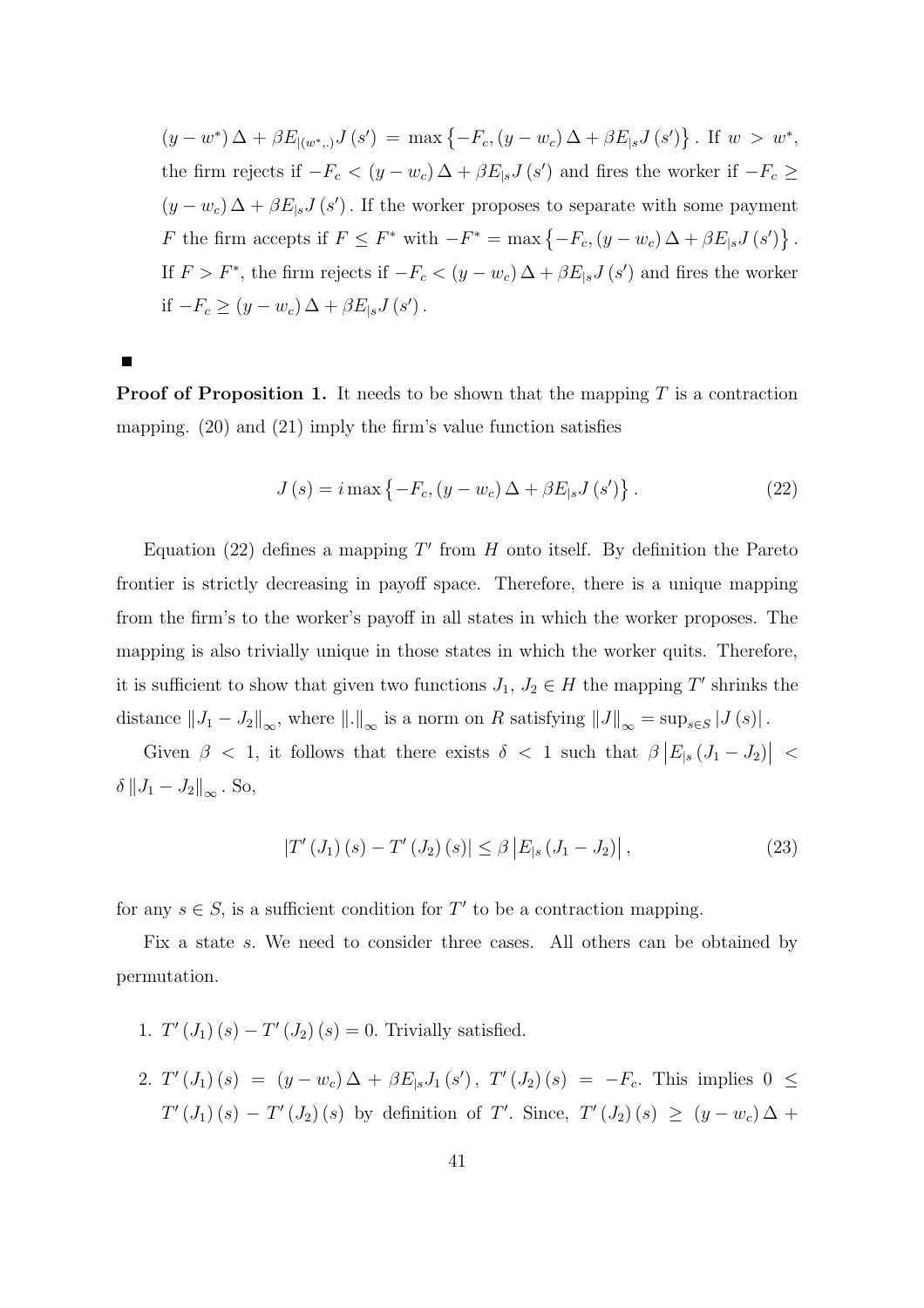$(y - w^*) \Delta + \beta E_{|(w^*,.)} J(s') = \max\{-F_c, (y - w_c) \Delta + \beta E_{|s} J(s')\}$. If $w > w^*$, the firm rejects if $-F_c < (y - w_c) \Delta + \beta E_{|s} J(s')$ and fires the worker if $-F_c \geq (y - w_c) \Delta + \beta E_{|s} J(s')$. If the worker proposes to separate with some payment $F$ the firm accepts if $F \leq F^*$ with $-F^* = \max\{-F_c, (y - w_c) \Delta + \beta E_{|s} J(s')\}$. If $F > F^*$, the firm rejects if $-F_c < (y - w_c) \Delta + \beta E_{|s} J(s')$ and fires the worker if $-F_c \geq (y - w_c) \Delta + \beta E_{|s} J(s')$.

■

**Proof of Proposition 1.** It needs to be shown that the mapping $T$ is a contraction mapping. (20) and (21) imply the firm's value function satisfies

$$J(s) = i \max\{-F_c, (y - w_c) \Delta + \beta E_{|s} J(s')\}. \tag{22}$$

Equation (22) defines a mapping $T'$ from $H$ onto itself. By definition the Pareto frontier is strictly decreasing in payoff space. Therefore, there is a unique mapping from the firm's to the worker's payoff in all states in which the worker proposes. The mapping is also trivially unique in those states in which the worker quits. Therefore, it is sufficient to show that given two functions $J_1, J_2 \in H$ the mapping $T'$ shrinks the distance $\|J_1 - J_2\|_\infty$, where $\|.\|_\infty$ is a norm on $R$ satisfying $\|J\|_\infty = \sup_{s \in S} |J(s)|$.

Given $\beta < 1$, it follows that there exists $\delta < 1$ such that $\beta \left|E_{|s}(J_1 - J_2)\right| < \delta \|J_1 - J_2\|_\infty$. So,

$$|T'(J_1)(s) - T'(J_2)(s)| \leq \beta \left|E_{|s}(J_1 - J_2)\right|, \tag{23}$$

for any $s \in S$, is a sufficient condition for $T'$ to be a contraction mapping.

Fix a state $s$. We need to consider three cases. All others can be obtained by permutation.

1. $T'(J_1)(s) - T'(J_2)(s) = 0$. Trivially satisfied.
2. $T'(J_1)(s) = (y - w_c) \Delta + \beta E_{|s} J_1(s')$, $T'(J_2)(s) = -F_c$. This implies $0 \leq T'(J_1)(s) - T'(J_2)(s)$ by definition of $T'$. Since, $T'(J_2)(s) \geq (y - w_c) \Delta +$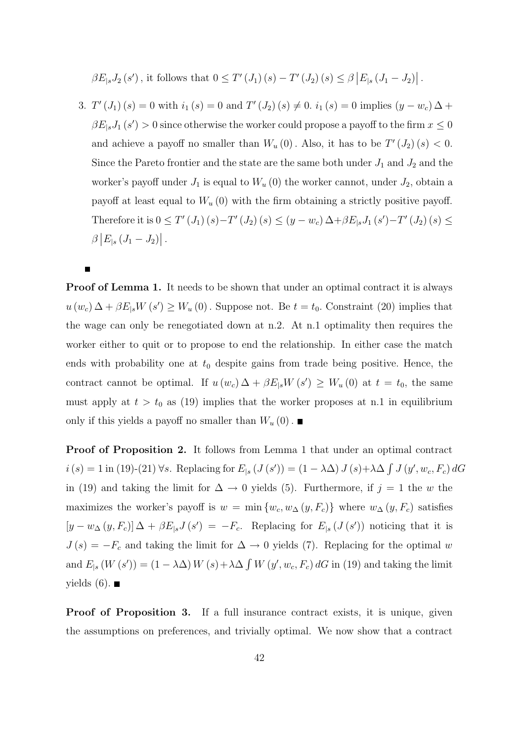$\beta E_{|s} J_2(s')$, it follows that $0 \leq T'(J_1)(s) - T'(J_2)(s) \leq \beta \left| E_{|s}(J_1 - J_2) \right|$.

3. $T'(J_1)(s) = 0$ with $i_1(s) = 0$ and $T'(J_2)(s) \neq 0$. $i_1(s) = 0$ implies $(y - w_c)\Delta + \beta E_{|s} J_1(s') > 0$ since otherwise the worker could propose a payoff to the firm $x \leq 0$ and achieve a payoff no smaller than $W_u(0)$. Also, it has to be $T'(J_2)(s) < 0$. Since the Pareto frontier and the state are the same both under $J_1$ and $J_2$ and the worker's payoff under $J_1$ is equal to $W_u(0)$ the worker cannot, under $J_2$, obtain a payoff at least equal to $W_u(0)$ with the firm obtaining a strictly positive payoff. Therefore it is $0 \leq T'(J_1)(s) - T'(J_2)(s) \leq (y - w_c)\Delta + \beta E_{|s} J_1(s') - T'(J_2)(s) \leq \beta \left| E_{|s}(J_1 - J_2) \right|$.

■

**Proof of Lemma 1.** It needs to be shown that under an optimal contract it is always $u(w_c)\Delta + \beta E_{|s} W(s') \geq W_u(0)$. Suppose not. Be $t = t_0$. Constraint (20) implies that the wage can only be renegotiated down at n.2. At n.1 optimality then requires the worker either to quit or to propose to end the relationship. In either case the match ends with probability one at $t_0$ despite gains from trade being positive. Hence, the contract cannot be optimal. If $u(w_c)\Delta + \beta E_{|s} W(s') \geq W_u(0)$ at $t = t_0$, the same must apply at $t > t_0$ as (19) implies that the worker proposes at n.1 in equilibrium only if this yields a payoff no smaller than $W_u(0)$. ■

**Proof of Proposition 2.** It follows from Lemma 1 that under an optimal contract $i(s) = 1$ in (19)-(21) $\forall s$. Replacing for $E_{|s}(J(s')) = (1 - \lambda\Delta) J(s) + \lambda\Delta \int J(y', w_c, F_c)\, dG$ in (19) and taking the limit for $\Delta \to 0$ yields (5). Furthermore, if $j = 1$ the $w$ the maximizes the worker's payoff is $w = \min\{w_c, w_\Delta(y, F_c)\}$ where $w_\Delta(y, F_c)$ satisfies $[y - w_\Delta(y, F_c)]\Delta + \beta E_{|s} J(s') = -F_c$. Replacing for $E_{|s}(J(s'))$ noticing that it is $J(s) = -F_c$ and taking the limit for $\Delta \to 0$ yields (7). Replacing for the optimal $w$ and $E_{|s}(W(s')) = (1 - \lambda\Delta) W(s) + \lambda\Delta \int W(y', w_c, F_c)\, dG$ in (19) and taking the limit yields (6). ■

**Proof of Proposition 3.** If a full insurance contract exists, it is unique, given the assumptions on preferences, and trivially optimal. We now show that a contract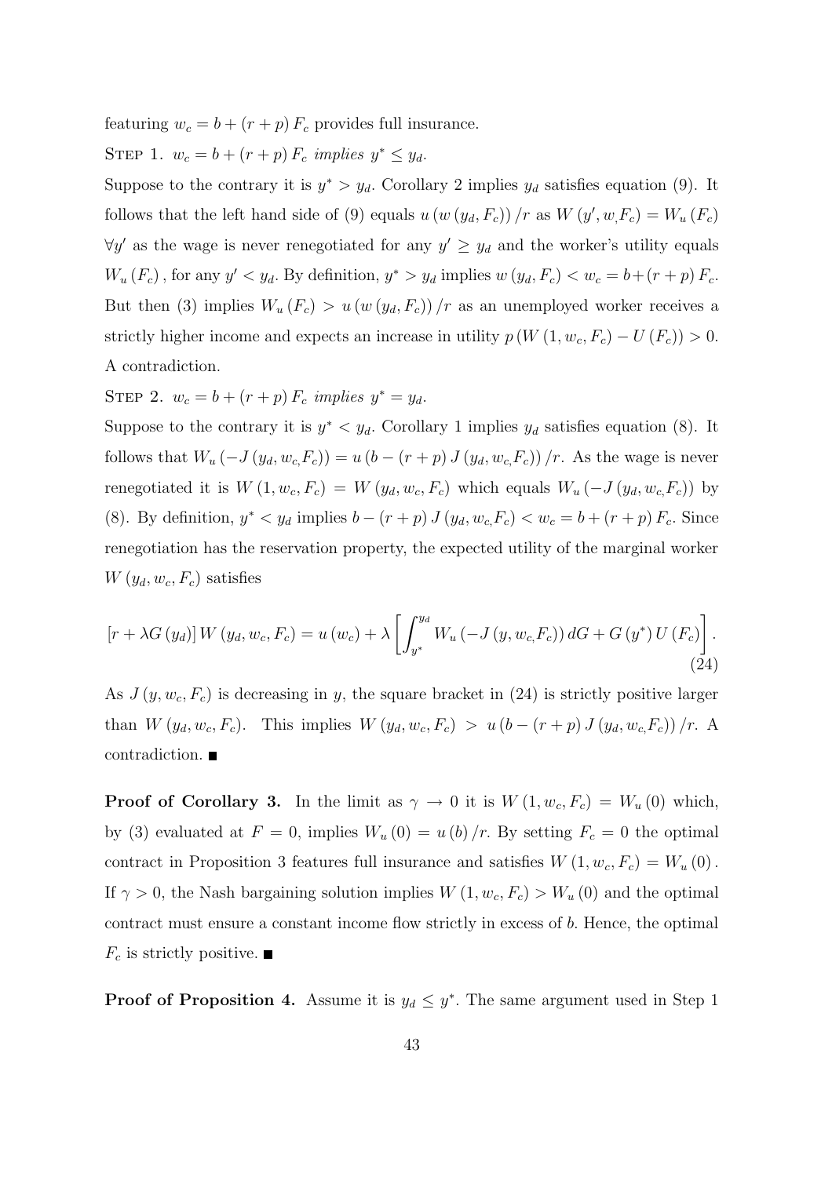featuring $w_c = b + (r + p) F_c$ provides full insurance.

Step 1. *$w_c = b + (r + p) F_c$ implies $y^* \leq y_d$.*

Suppose to the contrary it is $y^* > y_d$. Corollary 2 implies $y_d$ satisfies equation (9). It follows that the left hand side of (9) equals $u(w(y_d, F_c))/r$ as $W(y', w, F_c) = W_u(F_c)$ $\forall y'$ as the wage is never renegotiated for any $y' \geq y_d$ and the worker's utility equals $W_u(F_c)$, for any $y' < y_d$. By definition, $y^* > y_d$ implies $w(y_d, F_c) < w_c = b + (r + p) F_c$. But then (3) implies $W_u(F_c) > u(w(y_d, F_c))/r$ as an unemployed worker receives a strictly higher income and expects an increase in utility $p(W(1, w_c, F_c) - U(F_c)) > 0$. A contradiction.

Step 2. *$w_c = b + (r + p) F_c$ implies $y^* = y_d$.*

Suppose to the contrary it is $y^* < y_d$. Corollary 1 implies $y_d$ satisfies equation (8). It follows that $W_u(-J(y_d, w_c, F_c)) = u(b - (r + p) J(y_d, w_c, F_c))/r$. As the wage is never renegotiated it is $W(1, w_c, F_c) = W(y_d, w_c, F_c)$ which equals $W_u(-J(y_d, w_c, F_c))$ by (8). By definition, $y^* < y_d$ implies $b - (r + p) J(y_d, w_c, F_c) < w_c = b + (r + p) F_c$. Since renegotiation has the reservation property, the expected utility of the marginal worker $W(y_d, w_c, F_c)$ satisfies

$$[r + \lambda G(y_d)] W(y_d, w_c, F_c) = u(w_c) + \lambda \left[ \int_{y^*}^{y_d} W_u(-J(y, w_c, F_c)) \, dG + G(y^*) U(F_c) \right]. \tag{24}$$

As $J(y, w_c, F_c)$ is decreasing in $y$, the square bracket in (24) is strictly positive larger than $W(y_d, w_c, F_c)$. This implies $W(y_d, w_c, F_c) > u(b - (r + p) J(y_d, w_c, F_c))/r$. A contradiction. ∎

**Proof of Corollary 3.** In the limit as $\gamma \to 0$ it is $W(1, w_c, F_c) = W_u(0)$ which, by (3) evaluated at $F = 0$, implies $W_u(0) = u(b)/r$. By setting $F_c = 0$ the optimal contract in Proposition 3 features full insurance and satisfies $W(1, w_c, F_c) = W_u(0)$. If $\gamma > 0$, the Nash bargaining solution implies $W(1, w_c, F_c) > W_u(0)$ and the optimal contract must ensure a constant income flow strictly in excess of $b$. Hence, the optimal $F_c$ is strictly positive. ∎

**Proof of Proposition 4.** Assume it is $y_d \leq y^*$. The same argument used in Step 1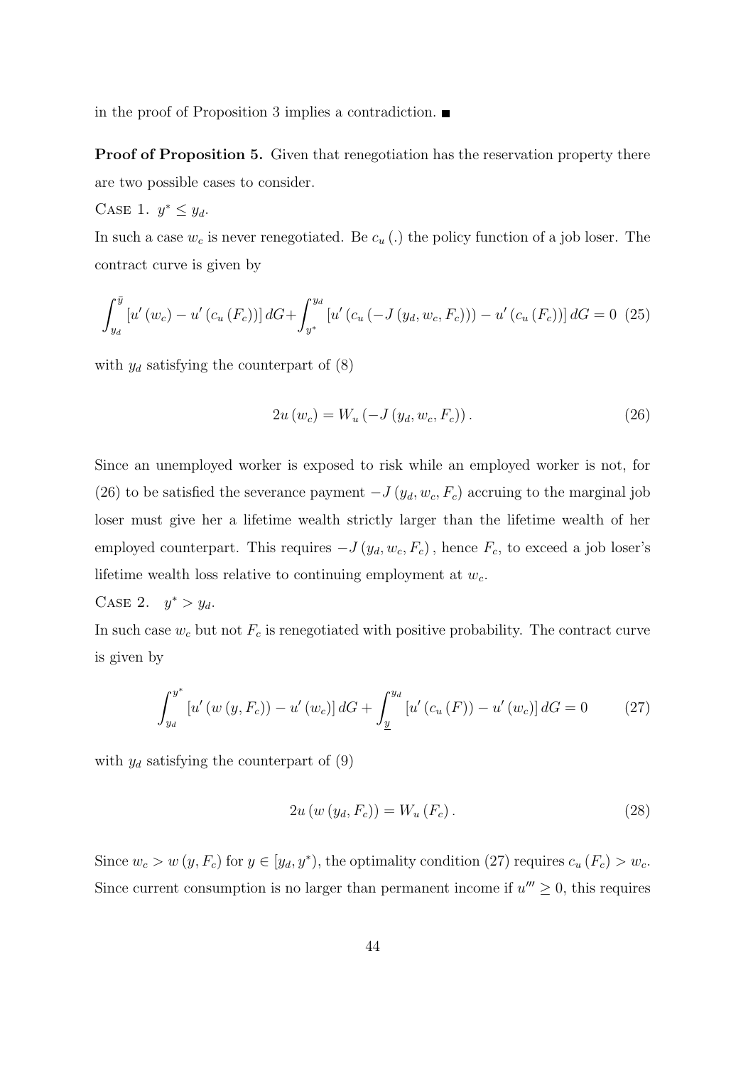in the proof of Proposition 3 implies a contradiction. ■

**Proof of Proposition 5.** Given that renegotiation has the reservation property there are two possible cases to consider.

CASE 1. $y^* \leq y_d$.

In such a case $w_c$ is never renegotiated. Be $c_u(.)$ the policy function of a job loser. The contract curve is given by

$$\int_{y_d}^{\bar{y}} \left[u'(w_c) - u'(c_u(F_c))\right] dG + \int_{y^*}^{y_d} \left[u'(c_u(-J(y_d, w_c, F_c))) - u'(c_u(F_c))\right] dG = 0 \quad (25)$$

with $y_d$ satisfying the counterpart of (8)

$$2u(w_c) = W_u(-J(y_d, w_c, F_c)). \quad (26)$$

Since an unemployed worker is exposed to risk while an employed worker is not, for (26) to be satisfied the severance payment $-J(y_d, w_c, F_c)$ accruing to the marginal job loser must give her a lifetime wealth strictly larger than the lifetime wealth of her employed counterpart. This requires $-J(y_d, w_c, F_c)$, hence $F_c$, to exceed a job loser's lifetime wealth loss relative to continuing employment at $w_c$.

CASE 2. $y^* > y_d$.

In such case $w_c$ but not $F_c$ is renegotiated with positive probability. The contract curve is given by

$$\int_{y_d}^{y^*} \left[u'(w(y, F_c)) - u'(w_c)\right] dG + \int_{\underline{y}}^{y_d} \left[u'(c_u(F)) - u'(w_c)\right] dG = 0 \quad (27)$$

with $y_d$ satisfying the counterpart of (9)

$$2u(w(y_d, F_c)) = W_u(F_c). \quad (28)$$

Since $w_c > w(y, F_c)$ for $y \in [y_d, y^*)$, the optimality condition (27) requires $c_u(F_c) > w_c$. Since current consumption is no larger than permanent income if $u''' \geq 0$, this requires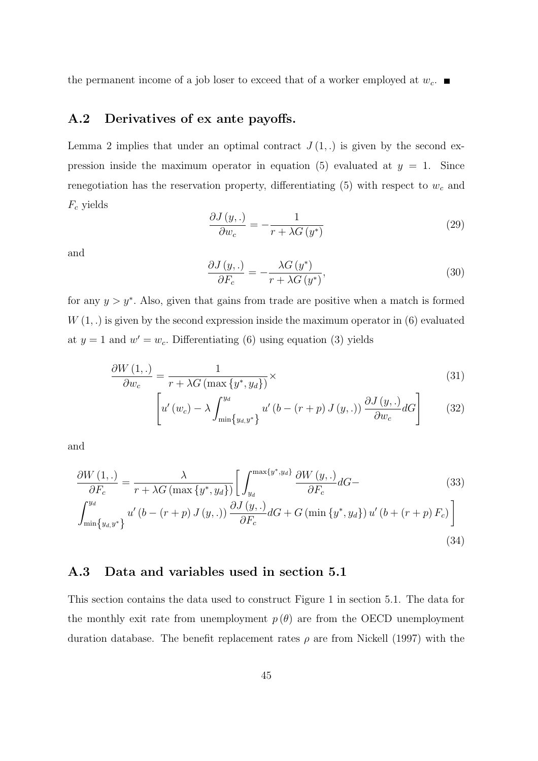the permanent income of a job loser to exceed that of a worker employed at $w_c$. ■

## A.2 Derivatives of ex ante payoffs.

Lemma 2 implies that under an optimal contract $J(1,.)$ is given by the second expression inside the maximum operator in equation (5) evaluated at $y = 1$. Since renegotiation has the reservation property, differentiating (5) with respect to $w_c$ and $F_c$ yields

$$\frac{\partial J(y,.)}{\partial w_c} = -\frac{1}{r + \lambda G(y^*)} \tag{29}$$

and

$$\frac{\partial J(y,.)}{\partial F_c} = -\frac{\lambda G(y^*)}{r + \lambda G(y^*)}, \tag{30}$$

for any $y > y^*$. Also, given that gains from trade are positive when a match is formed $W(1,.)$ is given by the second expression inside the maximum operator in (6) evaluated at $y = 1$ and $w' = w_c$. Differentiating (6) using equation (3) yields

$$\frac{\partial W(1,.)}{\partial w_c} = \frac{1}{r + \lambda G(\max\{y^*, y_d\})} \times \tag{31}$$

$$\left[ u'(w_c) - \lambda \int_{\min\{y_d, y^*\}}^{y_d} u'(b - (r+p) J(y,.)) \frac{\partial J(y,.)}{\partial w_c} dG \right] \tag{32}$$

and

$$\frac{\partial W(1,.)}{\partial F_c} = \frac{\lambda}{r + \lambda G(\max\{y^*, y_d\})} \left[ \int_{y_d}^{\max\{y^*, y_d\}} \frac{\partial W(y,.)}{\partial F_c} dG - \right. \tag{33}$$

$$\left. \int_{\min\{y_d, y^*\}}^{y_d} u'(b - (r+p) J(y,.)) \frac{\partial J(y,.)}{\partial F_c} dG + G(\min\{y^*, y_d\}) u'(b + (r+p) F_c) \right] \tag{34}$$

## A.3 Data and variables used in section 5.1

This section contains the data used to construct Figure 1 in section 5.1. The data for the monthly exit rate from unemployment $p(\theta)$ are from the OECD unemployment duration database. The benefit replacement rates $\rho$ are from Nickell (1997) with the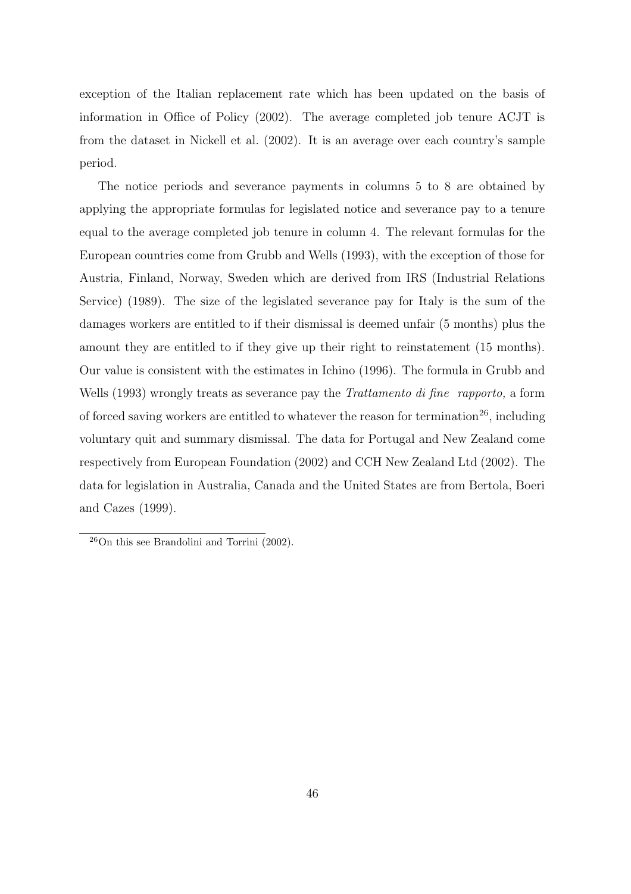exception of the Italian replacement rate which has been updated on the basis of information in Office of Policy (2002). The average completed job tenure ACJT is from the dataset in Nickell et al. (2002). It is an average over each country's sample period.

The notice periods and severance payments in columns 5 to 8 are obtained by applying the appropriate formulas for legislated notice and severance pay to a tenure equal to the average completed job tenure in column 4. The relevant formulas for the European countries come from Grubb and Wells (1993), with the exception of those for Austria, Finland, Norway, Sweden which are derived from IRS (Industrial Relations Service) (1989). The size of the legislated severance pay for Italy is the sum of the damages workers are entitled to if their dismissal is deemed unfair (5 months) plus the amount they are entitled to if they give up their right to reinstatement (15 months). Our value is consistent with the estimates in Ichino (1996). The formula in Grubb and Wells (1993) wrongly treats as severance pay the *Trattamento di fine rapporto,* a form of forced saving workers are entitled to whatever the reason for termination[26], including voluntary quit and summary dismissal. The data for Portugal and New Zealand come respectively from European Foundation (2002) and CCH New Zealand Ltd (2002). The data for legislation in Australia, Canada and the United States are from Bertola, Boeri and Cazes (1999).

[26] On this see Brandolini and Torrini (2002).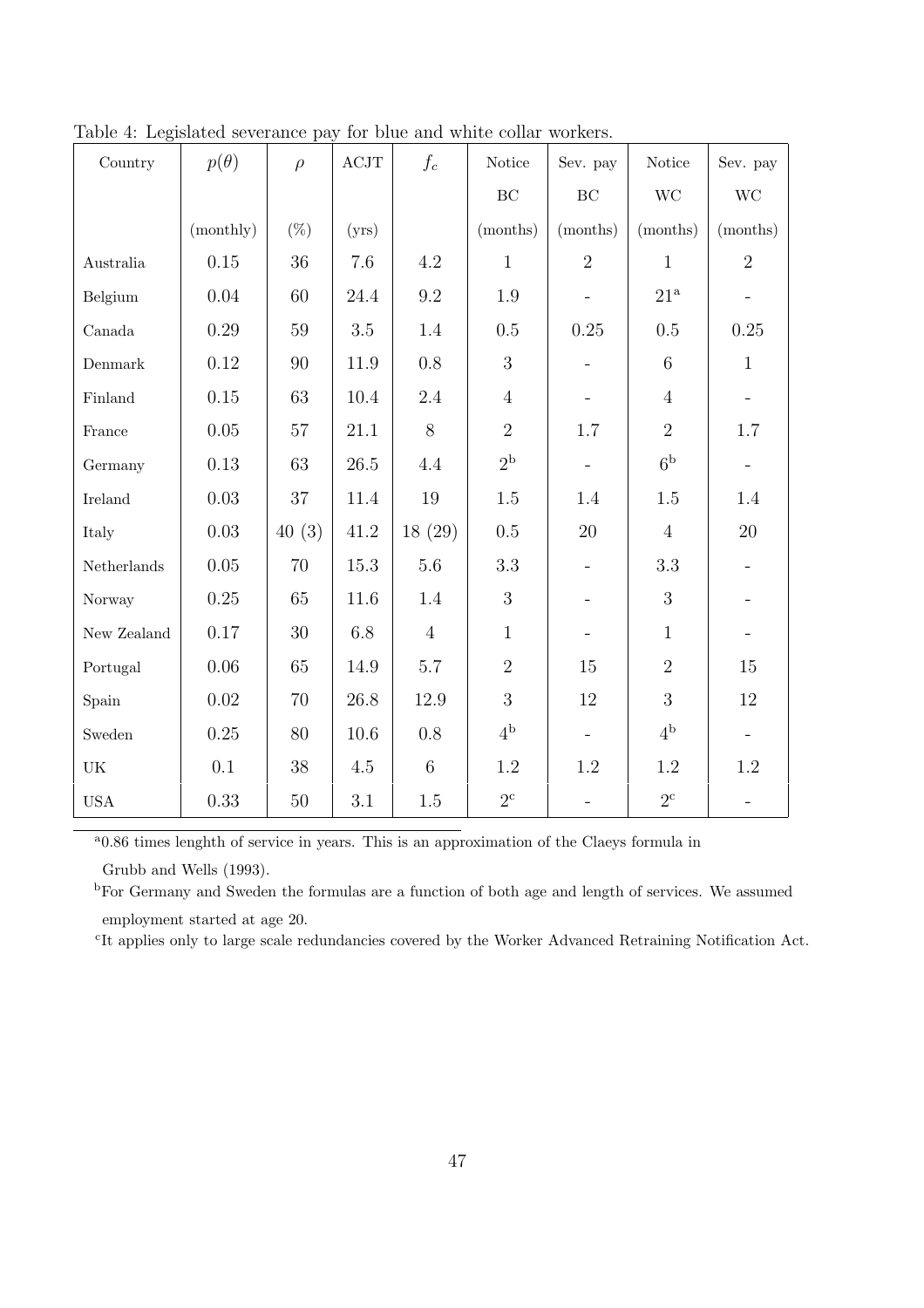Table 4: Legislated severance pay for blue and white collar workers.

| Country | $p(\theta)$ | $\rho$ | ACJT | $f_c$ | Notice | Sev. pay | Notice | Sev. pay |
|---|---|---|---|---|---|---|---|---|
| | | | | | BC | BC | WC | WC |
| | (monthly) | (%) | (yrs) | | (months) | (months) | (months) | (months) |
| Australia | 0.15 | 36 | 7.6 | 4.2 | 1 | 2 | 1 | 2 |
| Belgium | 0.04 | 60 | 24.4 | 9.2 | 1.9 | - | 21[a] | - |
| Canada | 0.29 | 59 | 3.5 | 1.4 | 0.5 | 0.25 | 0.5 | 0.25 |
| Denmark | 0.12 | 90 | 11.9 | 0.8 | 3 | - | 6 | 1 |
| Finland | 0.15 | 63 | 10.4 | 2.4 | 4 | - | 4 | - |
| France | 0.05 | 57 | 21.1 | 8 | 2 | 1.7 | 2 | 1.7 |
| Germany | 0.13 | 63 | 26.5 | 4.4 | 2[b] | - | 6[b] | - |
| Ireland | 0.03 | 37 | 11.4 | 19 | 1.5 | 1.4 | 1.5 | 1.4 |
| Italy | 0.03 | 40 (3) | 41.2 | 18 (29) | 0.5 | 20 | 4 | 20 |
| Netherlands | 0.05 | 70 | 15.3 | 5.6 | 3.3 | - | 3.3 | - |
| Norway | 0.25 | 65 | 11.6 | 1.4 | 3 | - | 3 | - |
| New Zealand | 0.17 | 30 | 6.8 | 4 | 1 | - | 1 | - |
| Portugal | 0.06 | 65 | 14.9 | 5.7 | 2 | 15 | 2 | 15 |
| Spain | 0.02 | 70 | 26.8 | 12.9 | 3 | 12 | 3 | 12 |
| Sweden | 0.25 | 80 | 10.6 | 0.8 | 4[b] | - | 4[b] | - |
| UK | 0.1 | 38 | 4.5 | 6 | 1.2 | 1.2 | 1.2 | 1.2 |
| USA | 0.33 | 50 | 3.1 | 1.5 | 2[c] | - | 2[c] | - |

[a] 0.86 times lenghth of service in years. This is an approximation of the Claeys formula in Grubb and Wells (1993).

[b] For Germany and Sweden the formulas are a function of both age and length of services. We assumed employment started at age 20.

[c] It applies only to large scale redundancies covered by the Worker Advanced Retraining Notification Act.